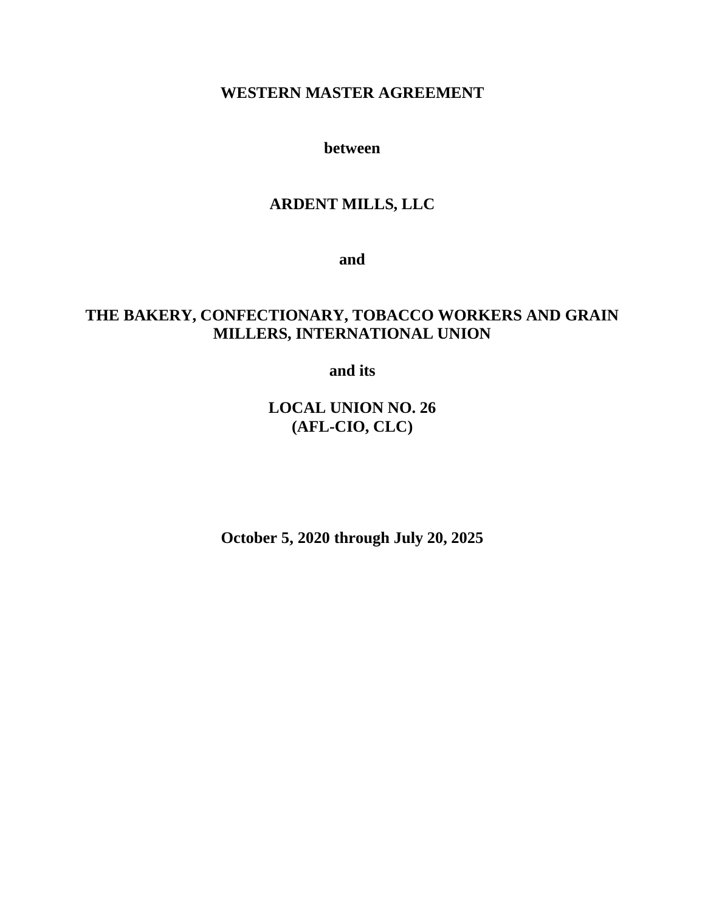# WESTERN MASTER AGREEMENT

**between**

**ARDENT MILLS, LLC**

**and**

**THE BAKERY, CONFECTIONARY, TOBACCO WORKERS AND GRAIN MILLERS, INTERNATIONAL UNION**

**and its**

**LOCAL UNION NO. 26**
**(AFL-CIO, CLC)**

**October 5, 2020 through July 20, 2025**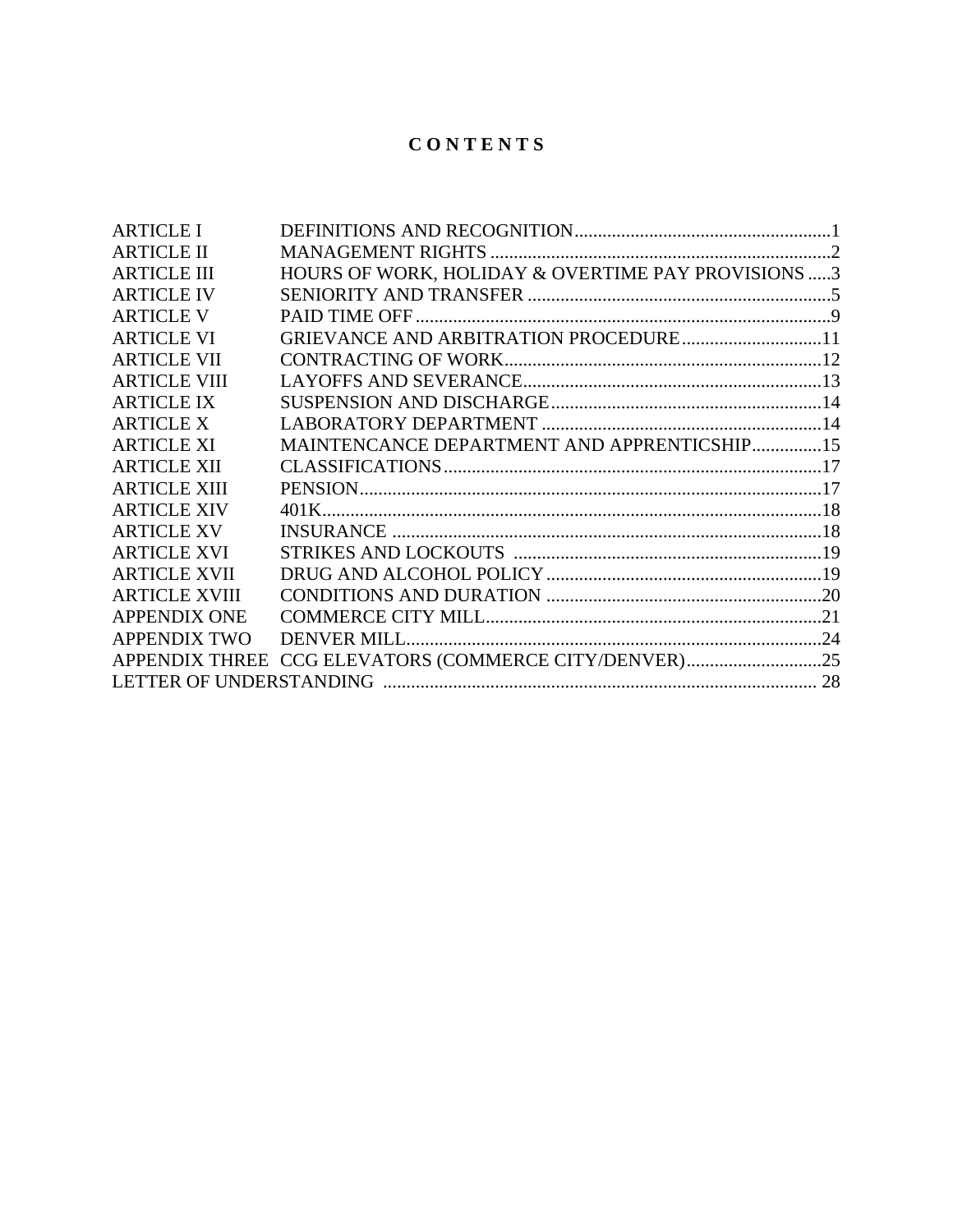# C O N T E N T S

| | | |
|---|---|---|
| ARTICLE I | DEFINITIONS AND RECOGNITION | 1 |
| ARTICLE II | MANAGEMENT RIGHTS | 2 |
| ARTICLE III | HOURS OF WORK, HOLIDAY & OVERTIME PAY PROVISIONS | 3 |
| ARTICLE IV | SENIORITY AND TRANSFER | 5 |
| ARTICLE V | PAID TIME OFF | 9 |
| ARTICLE VI | GRIEVANCE AND ARBITRATION PROCEDURE | 11 |
| ARTICLE VII | CONTRACTING OF WORK | 12 |
| ARTICLE VIII | LAYOFFS AND SEVERANCE | 13 |
| ARTICLE IX | SUSPENSION AND DISCHARGE | 14 |
| ARTICLE X | LABORATORY DEPARTMENT | 14 |
| ARTICLE XI | MAINTENCANCE DEPARTMENT AND APPRENTICSHIP | 15 |
| ARTICLE XII | CLASSIFICATIONS | 17 |
| ARTICLE XIII | PENSION | 17 |
| ARTICLE XIV | 401K | 18 |
| ARTICLE XV | INSURANCE | 18 |
| ARTICLE XVI | STRIKES AND LOCKOUTS | 19 |
| ARTICLE XVII | DRUG AND ALCOHOL POLICY | 19 |
| ARTICLE XVIII | CONDITIONS AND DURATION | 20 |
| APPENDIX ONE | COMMERCE CITY MILL | 21 |
| APPENDIX TWO | DENVER MILL | 24 |
| APPENDIX THREE | CCG ELEVATORS (COMMERCE CITY/DENVER) | 25 |
| LETTER OF UNDERSTANDING | | 28 |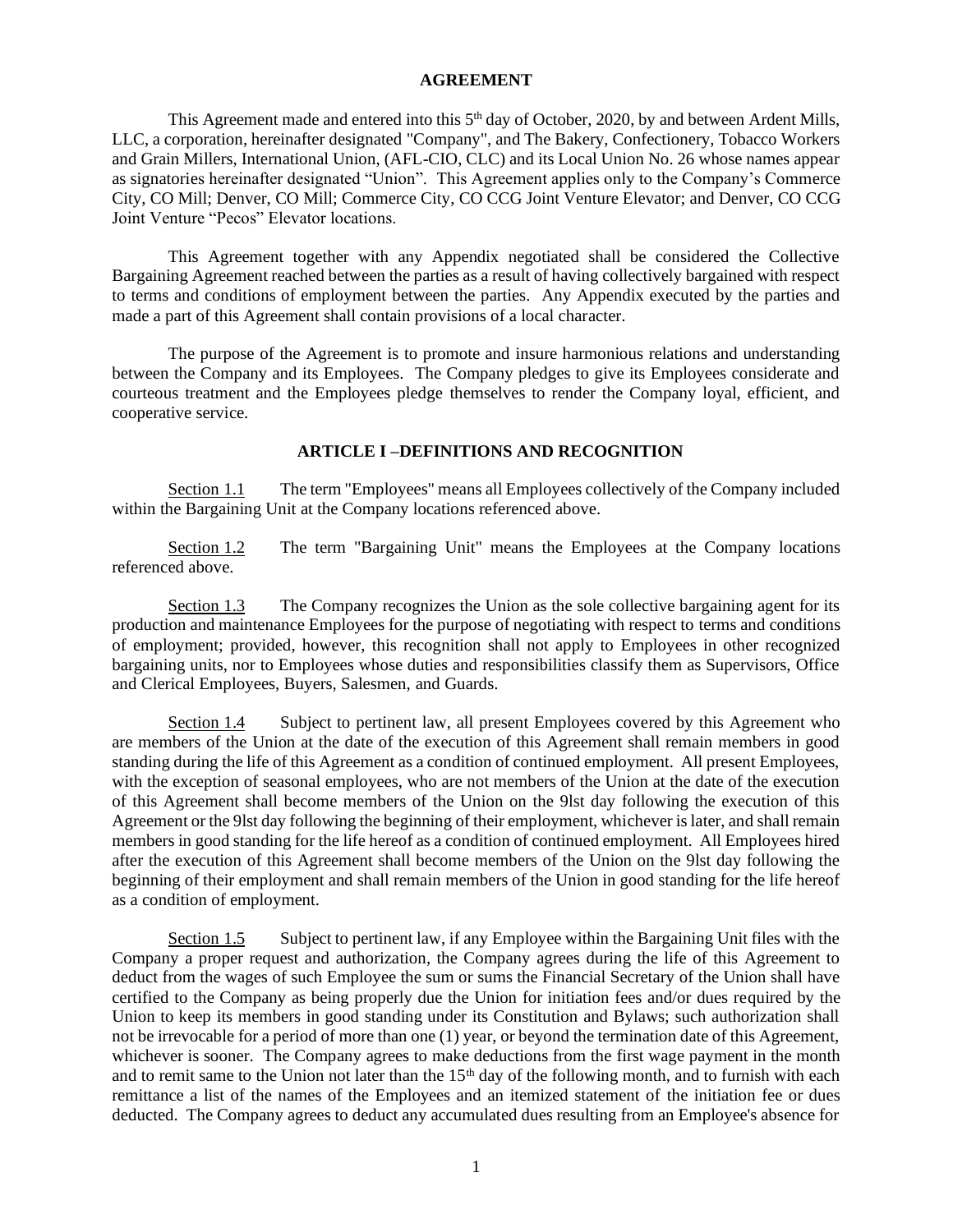## AGREEMENT

This Agreement made and entered into this 5th day of October, 2020, by and between Ardent Mills, LLC, a corporation, hereinafter designated "Company", and The Bakery, Confectionery, Tobacco Workers and Grain Millers, International Union, (AFL-CIO, CLC) and its Local Union No. 26 whose names appear as signatories hereinafter designated "Union". This Agreement applies only to the Company's Commerce City, CO Mill; Denver, CO Mill; Commerce City, CO CCG Joint Venture Elevator; and Denver, CO CCG Joint Venture "Pecos" Elevator locations.

This Agreement together with any Appendix negotiated shall be considered the Collective Bargaining Agreement reached between the parties as a result of having collectively bargained with respect to terms and conditions of employment between the parties. Any Appendix executed by the parties and made a part of this Agreement shall contain provisions of a local character.

The purpose of the Agreement is to promote and insure harmonious relations and understanding between the Company and its Employees. The Company pledges to give its Employees considerate and courteous treatment and the Employees pledge themselves to render the Company loyal, efficient, and cooperative service.

### ARTICLE I –DEFINITIONS AND RECOGNITION

Section 1.1 The term "Employees" means all Employees collectively of the Company included within the Bargaining Unit at the Company locations referenced above.

Section 1.2 The term "Bargaining Unit" means the Employees at the Company locations referenced above.

Section 1.3 The Company recognizes the Union as the sole collective bargaining agent for its production and maintenance Employees for the purpose of negotiating with respect to terms and conditions of employment; provided, however, this recognition shall not apply to Employees in other recognized bargaining units, nor to Employees whose duties and responsibilities classify them as Supervisors, Office and Clerical Employees, Buyers, Salesmen, and Guards.

Section 1.4 Subject to pertinent law, all present Employees covered by this Agreement who are members of the Union at the date of the execution of this Agreement shall remain members in good standing during the life of this Agreement as a condition of continued employment. All present Employees, with the exception of seasonal employees, who are not members of the Union at the date of the execution of this Agreement shall become members of the Union on the 9lst day following the execution of this Agreement or the 9lst day following the beginning of their employment, whichever is later, and shall remain members in good standing for the life hereof as a condition of continued employment. All Employees hired after the execution of this Agreement shall become members of the Union on the 9lst day following the beginning of their employment and shall remain members of the Union in good standing for the life hereof as a condition of employment.

Section 1.5 Subject to pertinent law, if any Employee within the Bargaining Unit files with the Company a proper request and authorization, the Company agrees during the life of this Agreement to deduct from the wages of such Employee the sum or sums the Financial Secretary of the Union shall have certified to the Company as being properly due the Union for initiation fees and/or dues required by the Union to keep its members in good standing under its Constitution and Bylaws; such authorization shall not be irrevocable for a period of more than one (1) year, or beyond the termination date of this Agreement, whichever is sooner. The Company agrees to make deductions from the first wage payment in the month and to remit same to the Union not later than the 15th day of the following month, and to furnish with each remittance a list of the names of the Employees and an itemized statement of the initiation fee or dues deducted. The Company agrees to deduct any accumulated dues resulting from an Employee's absence for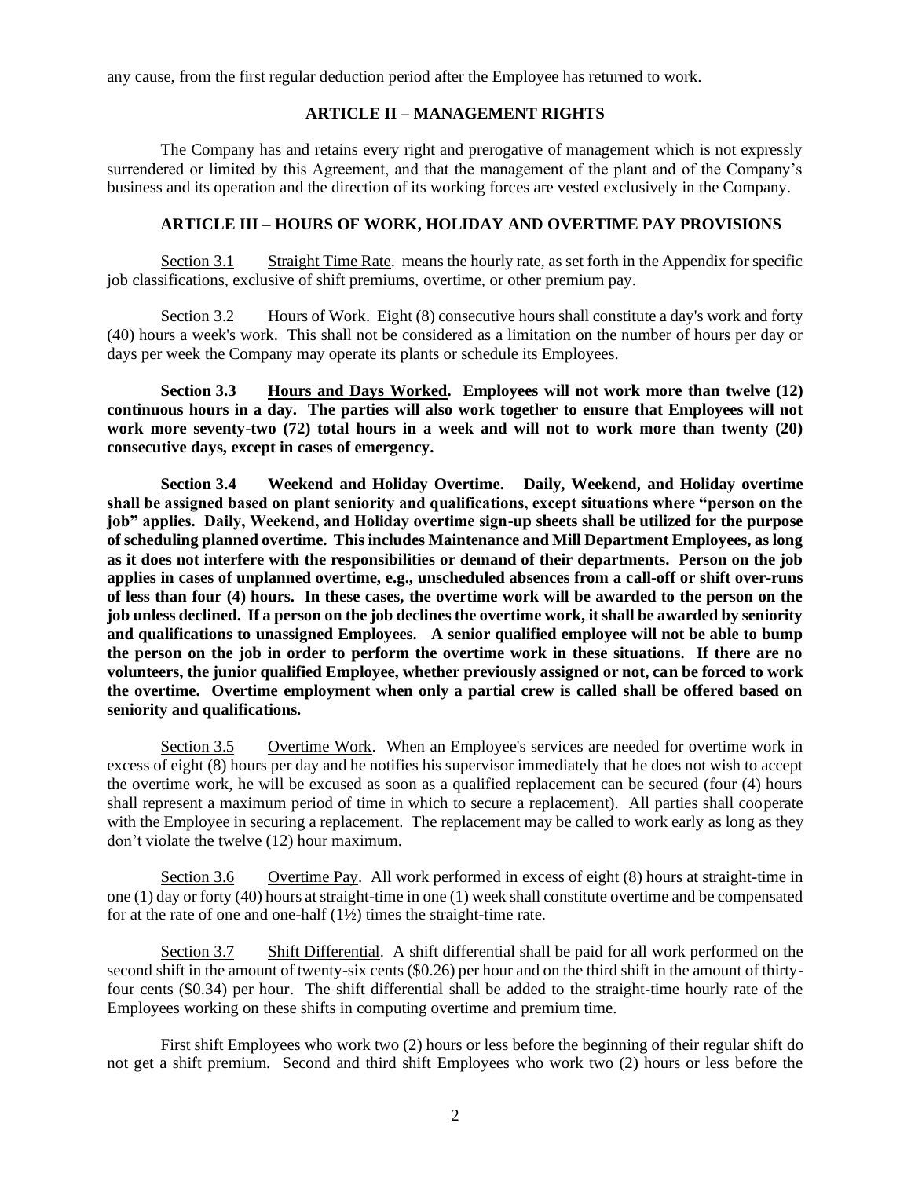any cause, from the first regular deduction period after the Employee has returned to work.

## ARTICLE II – MANAGEMENT RIGHTS

The Company has and retains every right and prerogative of management which is not expressly surrendered or limited by this Agreement, and that the management of the plant and of the Company's business and its operation and the direction of its working forces are vested exclusively in the Company.

## ARTICLE III – HOURS OF WORK, HOLIDAY AND OVERTIME PAY PROVISIONS

Section 3.1 Straight Time Rate. means the hourly rate, as set forth in the Appendix for specific job classifications, exclusive of shift premiums, overtime, or other premium pay.

Section 3.2 Hours of Work. Eight (8) consecutive hours shall constitute a day's work and forty (40) hours a week's work. This shall not be considered as a limitation on the number of hours per day or days per week the Company may operate its plants or schedule its Employees.

**Section 3.3 Hours and Days Worked. Employees will not work more than twelve (12) continuous hours in a day. The parties will also work together to ensure that Employees will not work more seventy-two (72) total hours in a week and will not to work more than twenty (20) consecutive days, except in cases of emergency.**

**Section 3.4 Weekend and Holiday Overtime. Daily, Weekend, and Holiday overtime shall be assigned based on plant seniority and qualifications, except situations where "person on the job" applies. Daily, Weekend, and Holiday overtime sign-up sheets shall be utilized for the purpose of scheduling planned overtime. This includes Maintenance and Mill Department Employees, as long as it does not interfere with the responsibilities or demand of their departments. Person on the job applies in cases of unplanned overtime, e.g., unscheduled absences from a call-off or shift over-runs of less than four (4) hours. In these cases, the overtime work will be awarded to the person on the job unless declined. If a person on the job declines the overtime work, it shall be awarded by seniority and qualifications to unassigned Employees. A senior qualified employee will not be able to bump the person on the job in order to perform the overtime work in these situations. If there are no volunteers, the junior qualified Employee, whether previously assigned or not, can be forced to work the overtime. Overtime employment when only a partial crew is called shall be offered based on seniority and qualifications.**

Section 3.5 Overtime Work. When an Employee's services are needed for overtime work in excess of eight (8) hours per day and he notifies his supervisor immediately that he does not wish to accept the overtime work, he will be excused as soon as a qualified replacement can be secured (four (4) hours shall represent a maximum period of time in which to secure a replacement). All parties shall cooperate with the Employee in securing a replacement. The replacement may be called to work early as long as they don't violate the twelve (12) hour maximum.

Section 3.6 Overtime Pay. All work performed in excess of eight (8) hours at straight-time in one (1) day or forty (40) hours at straight-time in one (1) week shall constitute overtime and be compensated for at the rate of one and one-half (1½) times the straight-time rate.

Section 3.7 Shift Differential. A shift differential shall be paid for all work performed on the second shift in the amount of twenty-six cents ($0.26) per hour and on the third shift in the amount of thirty-four cents ($0.34) per hour. The shift differential shall be added to the straight-time hourly rate of the Employees working on these shifts in computing overtime and premium time.

First shift Employees who work two (2) hours or less before the beginning of their regular shift do not get a shift premium. Second and third shift Employees who work two (2) hours or less before the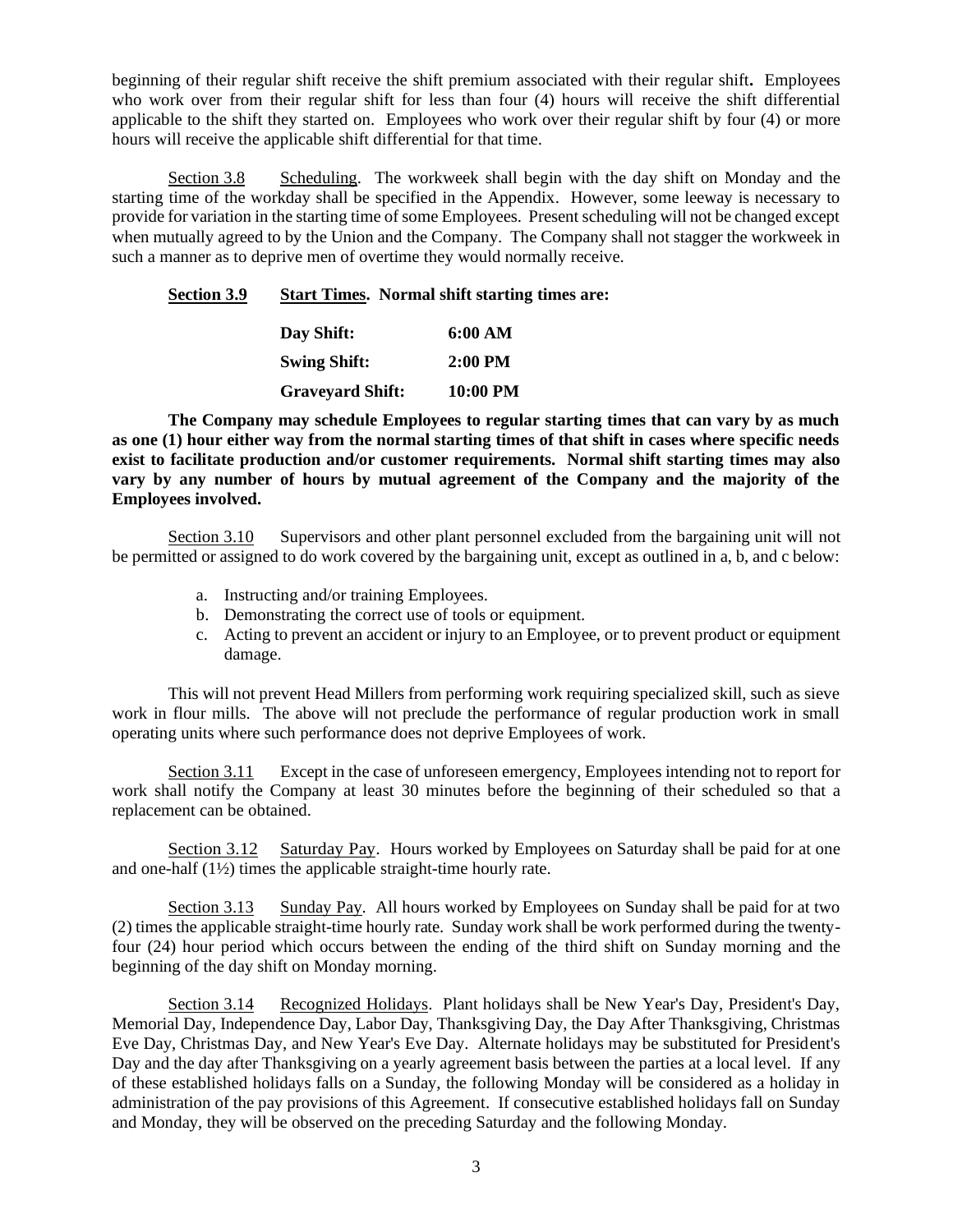beginning of their regular shift receive the shift premium associated with their regular shift**.** Employees who work over from their regular shift for less than four (4) hours will receive the shift differential applicable to the shift they started on. Employees who work over their regular shift by four (4) or more hours will receive the applicable shift differential for that time.

Section 3.8 Scheduling. The workweek shall begin with the day shift on Monday and the starting time of the workday shall be specified in the Appendix. However, some leeway is necessary to provide for variation in the starting time of some Employees. Present scheduling will not be changed except when mutually agreed to by the Union and the Company. The Company shall not stagger the workweek in such a manner as to deprive men of overtime they would normally receive.

**Section 3.9 Start Times. Normal shift starting times are:**

| | |
|---|---|
| **Day Shift:** | **6:00 AM** |
| **Swing Shift:** | **2:00 PM** |
| **Graveyard Shift:** | **10:00 PM** |

**The Company may schedule Employees to regular starting times that can vary by as much as one (1) hour either way from the normal starting times of that shift in cases where specific needs exist to facilitate production and/or customer requirements. Normal shift starting times may also vary by any number of hours by mutual agreement of the Company and the majority of the Employees involved.**

Section 3.10 Supervisors and other plant personnel excluded from the bargaining unit will not be permitted or assigned to do work covered by the bargaining unit, except as outlined in a, b, and c below:

a. Instructing and/or training Employees.
b. Demonstrating the correct use of tools or equipment.
c. Acting to prevent an accident or injury to an Employee, or to prevent product or equipment damage.

This will not prevent Head Millers from performing work requiring specialized skill, such as sieve work in flour mills. The above will not preclude the performance of regular production work in small operating units where such performance does not deprive Employees of work.

Section 3.11 Except in the case of unforeseen emergency, Employees intending not to report for work shall notify the Company at least 30 minutes before the beginning of their scheduled so that a replacement can be obtained.

Section 3.12 Saturday Pay. Hours worked by Employees on Saturday shall be paid for at one and one-half (1½) times the applicable straight-time hourly rate.

Section 3.13 Sunday Pay. All hours worked by Employees on Sunday shall be paid for at two (2) times the applicable straight-time hourly rate. Sunday work shall be work performed during the twenty-four (24) hour period which occurs between the ending of the third shift on Sunday morning and the beginning of the day shift on Monday morning.

Section 3.14 Recognized Holidays. Plant holidays shall be New Year's Day, President's Day, Memorial Day, Independence Day, Labor Day, Thanksgiving Day, the Day After Thanksgiving, Christmas Eve Day, Christmas Day, and New Year's Eve Day. Alternate holidays may be substituted for President's Day and the day after Thanksgiving on a yearly agreement basis between the parties at a local level. If any of these established holidays falls on a Sunday, the following Monday will be considered as a holiday in administration of the pay provisions of this Agreement. If consecutive established holidays fall on Sunday and Monday, they will be observed on the preceding Saturday and the following Monday.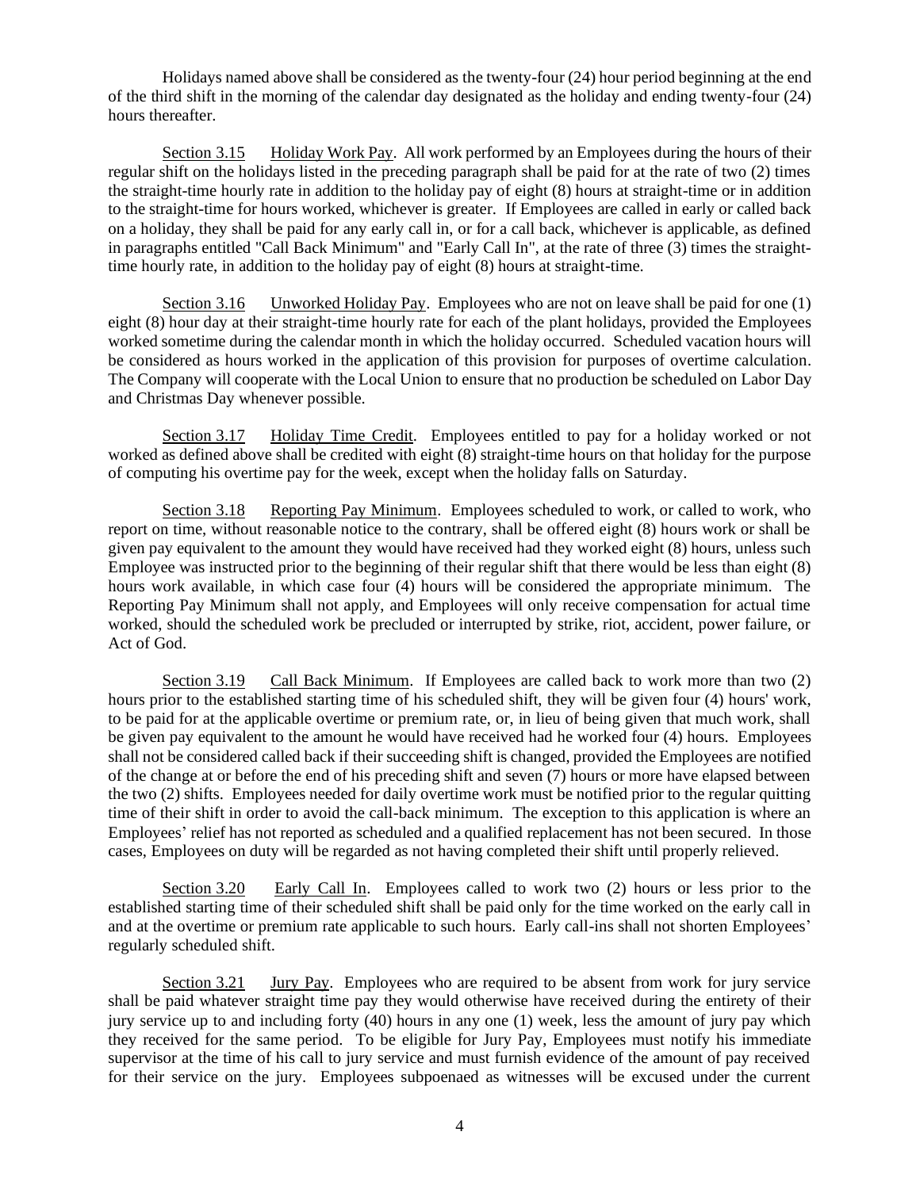Holidays named above shall be considered as the twenty-four (24) hour period beginning at the end of the third shift in the morning of the calendar day designated as the holiday and ending twenty-four (24) hours thereafter.

Section 3.15 Holiday Work Pay. All work performed by an Employees during the hours of their regular shift on the holidays listed in the preceding paragraph shall be paid for at the rate of two (2) times the straight-time hourly rate in addition to the holiday pay of eight (8) hours at straight-time or in addition to the straight-time for hours worked, whichever is greater. If Employees are called in early or called back on a holiday, they shall be paid for any early call in, or for a call back, whichever is applicable, as defined in paragraphs entitled "Call Back Minimum" and "Early Call In", at the rate of three (3) times the straight-time hourly rate, in addition to the holiday pay of eight (8) hours at straight-time.

Section 3.16 Unworked Holiday Pay. Employees who are not on leave shall be paid for one (1) eight (8) hour day at their straight-time hourly rate for each of the plant holidays, provided the Employees worked sometime during the calendar month in which the holiday occurred. Scheduled vacation hours will be considered as hours worked in the application of this provision for purposes of overtime calculation. The Company will cooperate with the Local Union to ensure that no production be scheduled on Labor Day and Christmas Day whenever possible.

Section 3.17 Holiday Time Credit. Employees entitled to pay for a holiday worked or not worked as defined above shall be credited with eight (8) straight-time hours on that holiday for the purpose of computing his overtime pay for the week, except when the holiday falls on Saturday.

Section 3.18 Reporting Pay Minimum. Employees scheduled to work, or called to work, who report on time, without reasonable notice to the contrary, shall be offered eight (8) hours work or shall be given pay equivalent to the amount they would have received had they worked eight (8) hours, unless such Employee was instructed prior to the beginning of their regular shift that there would be less than eight (8) hours work available, in which case four (4) hours will be considered the appropriate minimum. The Reporting Pay Minimum shall not apply, and Employees will only receive compensation for actual time worked, should the scheduled work be precluded or interrupted by strike, riot, accident, power failure, or Act of God.

Section 3.19 Call Back Minimum. If Employees are called back to work more than two (2) hours prior to the established starting time of his scheduled shift, they will be given four (4) hours' work, to be paid for at the applicable overtime or premium rate, or, in lieu of being given that much work, shall be given pay equivalent to the amount he would have received had he worked four (4) hours. Employees shall not be considered called back if their succeeding shift is changed, provided the Employees are notified of the change at or before the end of his preceding shift and seven (7) hours or more have elapsed between the two (2) shifts. Employees needed for daily overtime work must be notified prior to the regular quitting time of their shift in order to avoid the call-back minimum. The exception to this application is where an Employees' relief has not reported as scheduled and a qualified replacement has not been secured. In those cases, Employees on duty will be regarded as not having completed their shift until properly relieved.

Section 3.20 Early Call In. Employees called to work two (2) hours or less prior to the established starting time of their scheduled shift shall be paid only for the time worked on the early call in and at the overtime or premium rate applicable to such hours. Early call-ins shall not shorten Employees' regularly scheduled shift.

Section 3.21 Jury Pay. Employees who are required to be absent from work for jury service shall be paid whatever straight time pay they would otherwise have received during the entirety of their jury service up to and including forty (40) hours in any one (1) week, less the amount of jury pay which they received for the same period. To be eligible for Jury Pay, Employees must notify his immediate supervisor at the time of his call to jury service and must furnish evidence of the amount of pay received for their service on the jury. Employees subpoenaed as witnesses will be excused under the current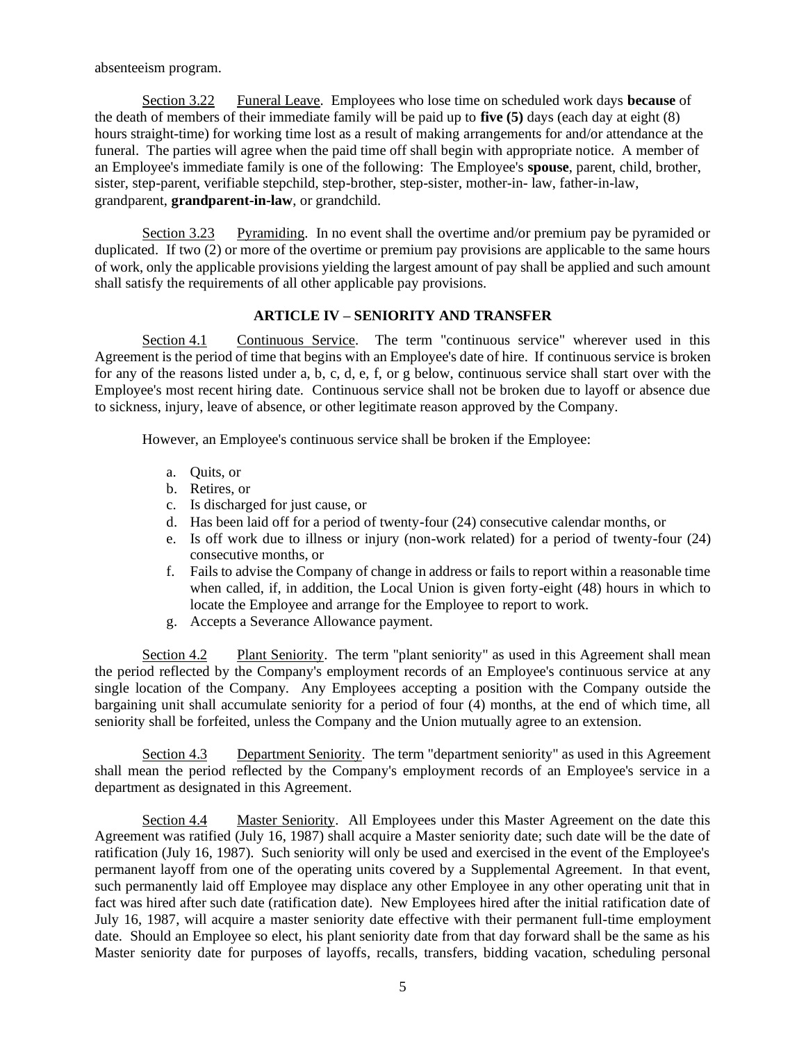absenteeism program.

Section 3.22 Funeral Leave. Employees who lose time on scheduled work days **because** of the death of members of their immediate family will be paid up to **five (5)** days (each day at eight (8) hours straight-time) for working time lost as a result of making arrangements for and/or attendance at the funeral. The parties will agree when the paid time off shall begin with appropriate notice. A member of an Employee's immediate family is one of the following: The Employee's **spouse**, parent, child, brother, sister, step-parent, verifiable stepchild, step-brother, step-sister, mother-in- law, father-in-law, grandparent, **grandparent-in-law**, or grandchild.

Section 3.23 Pyramiding. In no event shall the overtime and/or premium pay be pyramided or duplicated. If two (2) or more of the overtime or premium pay provisions are applicable to the same hours of work, only the applicable provisions yielding the largest amount of pay shall be applied and such amount shall satisfy the requirements of all other applicable pay provisions.

## ARTICLE IV – SENIORITY AND TRANSFER

Section 4.1 Continuous Service. The term "continuous service" wherever used in this Agreement is the period of time that begins with an Employee's date of hire. If continuous service is broken for any of the reasons listed under a, b, c, d, e, f, or g below, continuous service shall start over with the Employee's most recent hiring date. Continuous service shall not be broken due to layoff or absence due to sickness, injury, leave of absence, or other legitimate reason approved by the Company.

However, an Employee's continuous service shall be broken if the Employee:

a. Quits, or
b. Retires, or
c. Is discharged for just cause, or
d. Has been laid off for a period of twenty-four (24) consecutive calendar months, or
e. Is off work due to illness or injury (non-work related) for a period of twenty-four (24) consecutive months, or
f. Fails to advise the Company of change in address or fails to report within a reasonable time when called, if, in addition, the Local Union is given forty-eight (48) hours in which to locate the Employee and arrange for the Employee to report to work.
g. Accepts a Severance Allowance payment.

Section 4.2 Plant Seniority. The term "plant seniority" as used in this Agreement shall mean the period reflected by the Company's employment records of an Employee's continuous service at any single location of the Company. Any Employees accepting a position with the Company outside the bargaining unit shall accumulate seniority for a period of four (4) months, at the end of which time, all seniority shall be forfeited, unless the Company and the Union mutually agree to an extension.

Section 4.3 Department Seniority. The term "department seniority" as used in this Agreement shall mean the period reflected by the Company's employment records of an Employee's service in a department as designated in this Agreement.

Section 4.4 Master Seniority. All Employees under this Master Agreement on the date this Agreement was ratified (July 16, 1987) shall acquire a Master seniority date; such date will be the date of ratification (July 16, 1987). Such seniority will only be used and exercised in the event of the Employee's permanent layoff from one of the operating units covered by a Supplemental Agreement. In that event, such permanently laid off Employee may displace any other Employee in any other operating unit that in fact was hired after such date (ratification date). New Employees hired after the initial ratification date of July 16, 1987, will acquire a master seniority date effective with their permanent full-time employment date. Should an Employee so elect, his plant seniority date from that day forward shall be the same as his Master seniority date for purposes of layoffs, recalls, transfers, bidding vacation, scheduling personal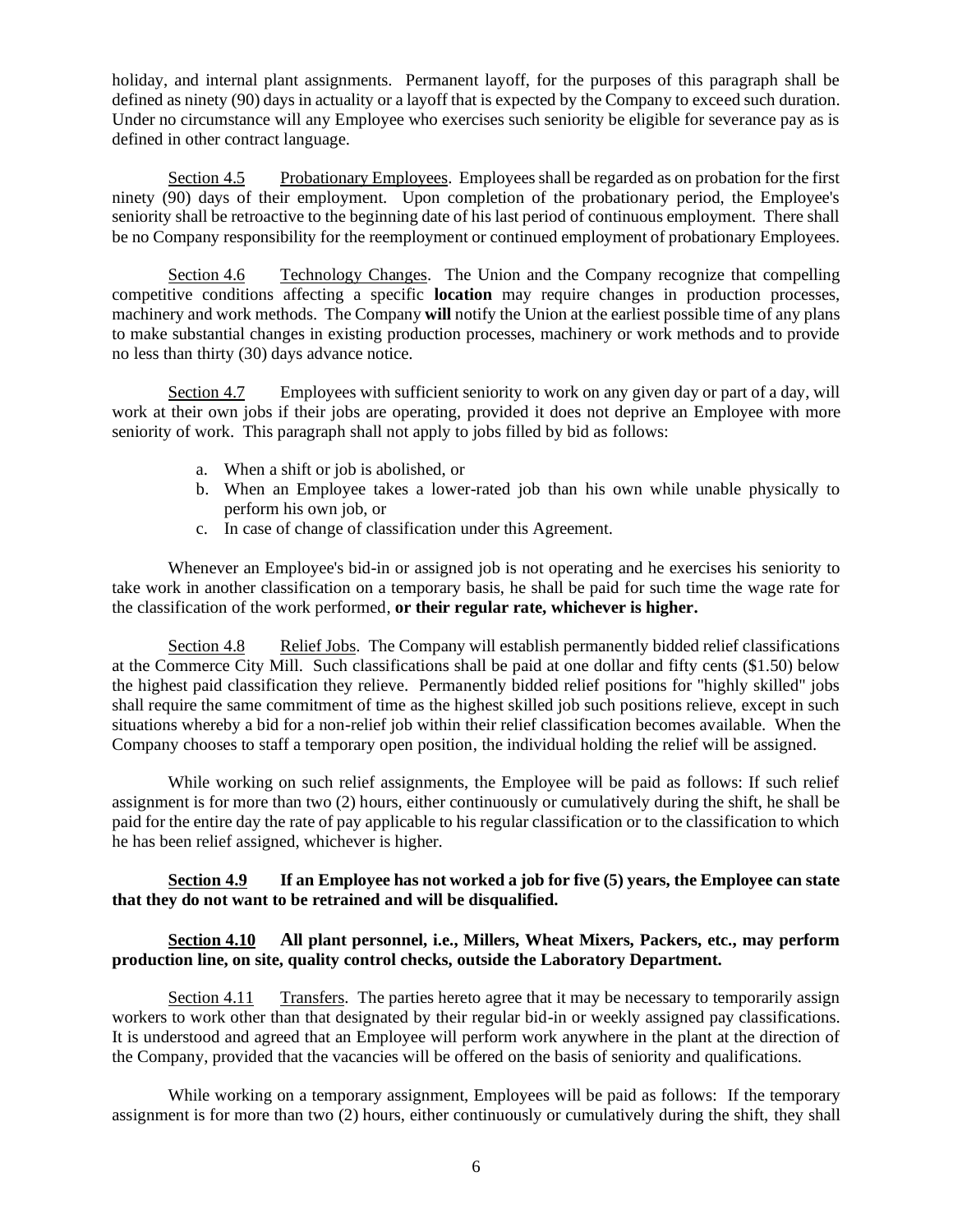holiday, and internal plant assignments. Permanent layoff, for the purposes of this paragraph shall be defined as ninety (90) days in actuality or a layoff that is expected by the Company to exceed such duration. Under no circumstance will any Employee who exercises such seniority be eligible for severance pay as is defined in other contract language.

Section 4.5 Probationary Employees. Employees shall be regarded as on probation for the first ninety (90) days of their employment. Upon completion of the probationary period, the Employee's seniority shall be retroactive to the beginning date of his last period of continuous employment. There shall be no Company responsibility for the reemployment or continued employment of probationary Employees.

Section 4.6 Technology Changes. The Union and the Company recognize that compelling competitive conditions affecting a specific **location** may require changes in production processes, machinery and work methods. The Company **will** notify the Union at the earliest possible time of any plans to make substantial changes in existing production processes, machinery or work methods and to provide no less than thirty (30) days advance notice.

Section 4.7 Employees with sufficient seniority to work on any given day or part of a day, will work at their own jobs if their jobs are operating, provided it does not deprive an Employee with more seniority of work. This paragraph shall not apply to jobs filled by bid as follows:

a. When a shift or job is abolished, or
b. When an Employee takes a lower-rated job than his own while unable physically to perform his own job, or
c. In case of change of classification under this Agreement.

Whenever an Employee's bid-in or assigned job is not operating and he exercises his seniority to take work in another classification on a temporary basis, he shall be paid for such time the wage rate for the classification of the work performed, **or their regular rate, whichever is higher.**

Section 4.8 Relief Jobs. The Company will establish permanently bidded relief classifications at the Commerce City Mill. Such classifications shall be paid at one dollar and fifty cents ($1.50) below the highest paid classification they relieve. Permanently bidded relief positions for "highly skilled" jobs shall require the same commitment of time as the highest skilled job such positions relieve, except in such situations whereby a bid for a non-relief job within their relief classification becomes available. When the Company chooses to staff a temporary open position, the individual holding the relief will be assigned.

While working on such relief assignments, the Employee will be paid as follows: If such relief assignment is for more than two (2) hours, either continuously or cumulatively during the shift, he shall be paid for the entire day the rate of pay applicable to his regular classification or to the classification to which he has been relief assigned, whichever is higher.

**Section 4.9 If an Employee has not worked a job for five (5) years, the Employee can state that they do not want to be retrained and will be disqualified.**

**Section 4.10 All plant personnel, i.e., Millers, Wheat Mixers, Packers, etc., may perform production line, on site, quality control checks, outside the Laboratory Department.**

Section 4.11 Transfers. The parties hereto agree that it may be necessary to temporarily assign workers to work other than that designated by their regular bid-in or weekly assigned pay classifications. It is understood and agreed that an Employee will perform work anywhere in the plant at the direction of the Company, provided that the vacancies will be offered on the basis of seniority and qualifications.

While working on a temporary assignment, Employees will be paid as follows: If the temporary assignment is for more than two (2) hours, either continuously or cumulatively during the shift, they shall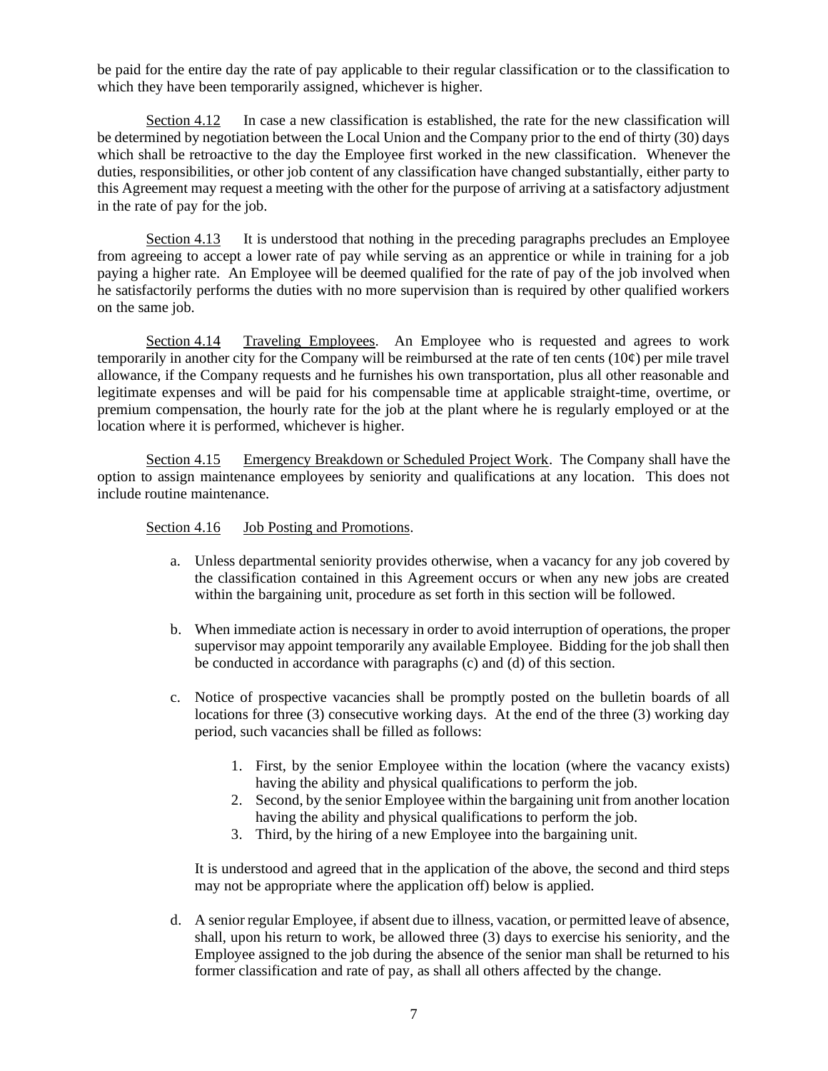be paid for the entire day the rate of pay applicable to their regular classification or to the classification to which they have been temporarily assigned, whichever is higher.

Section 4.12 In case a new classification is established, the rate for the new classification will be determined by negotiation between the Local Union and the Company prior to the end of thirty (30) days which shall be retroactive to the day the Employee first worked in the new classification. Whenever the duties, responsibilities, or other job content of any classification have changed substantially, either party to this Agreement may request a meeting with the other for the purpose of arriving at a satisfactory adjustment in the rate of pay for the job.

Section 4.13 It is understood that nothing in the preceding paragraphs precludes an Employee from agreeing to accept a lower rate of pay while serving as an apprentice or while in training for a job paying a higher rate. An Employee will be deemed qualified for the rate of pay of the job involved when he satisfactorily performs the duties with no more supervision than is required by other qualified workers on the same job.

Section 4.14 Traveling Employees. An Employee who is requested and agrees to work temporarily in another city for the Company will be reimbursed at the rate of ten cents (10¢) per mile travel allowance, if the Company requests and he furnishes his own transportation, plus all other reasonable and legitimate expenses and will be paid for his compensable time at applicable straight-time, overtime, or premium compensation, the hourly rate for the job at the plant where he is regularly employed or at the location where it is performed, whichever is higher.

Section 4.15 Emergency Breakdown or Scheduled Project Work. The Company shall have the option to assign maintenance employees by seniority and qualifications at any location. This does not include routine maintenance.

Section 4.16 Job Posting and Promotions.

a. Unless departmental seniority provides otherwise, when a vacancy for any job covered by the classification contained in this Agreement occurs or when any new jobs are created within the bargaining unit, procedure as set forth in this section will be followed.

b. When immediate action is necessary in order to avoid interruption of operations, the proper supervisor may appoint temporarily any available Employee. Bidding for the job shall then be conducted in accordance with paragraphs (c) and (d) of this section.

c. Notice of prospective vacancies shall be promptly posted on the bulletin boards of all locations for three (3) consecutive working days. At the end of the three (3) working day period, such vacancies shall be filled as follows:

   1. First, by the senior Employee within the location (where the vacancy exists) having the ability and physical qualifications to perform the job.
   2. Second, by the senior Employee within the bargaining unit from another location having the ability and physical qualifications to perform the job.
   3. Third, by the hiring of a new Employee into the bargaining unit.

   It is understood and agreed that in the application of the above, the second and third steps may not be appropriate where the application off) below is applied.

d. A senior regular Employee, if absent due to illness, vacation, or permitted leave of absence, shall, upon his return to work, be allowed three (3) days to exercise his seniority, and the Employee assigned to the job during the absence of the senior man shall be returned to his former classification and rate of pay, as shall all others affected by the change.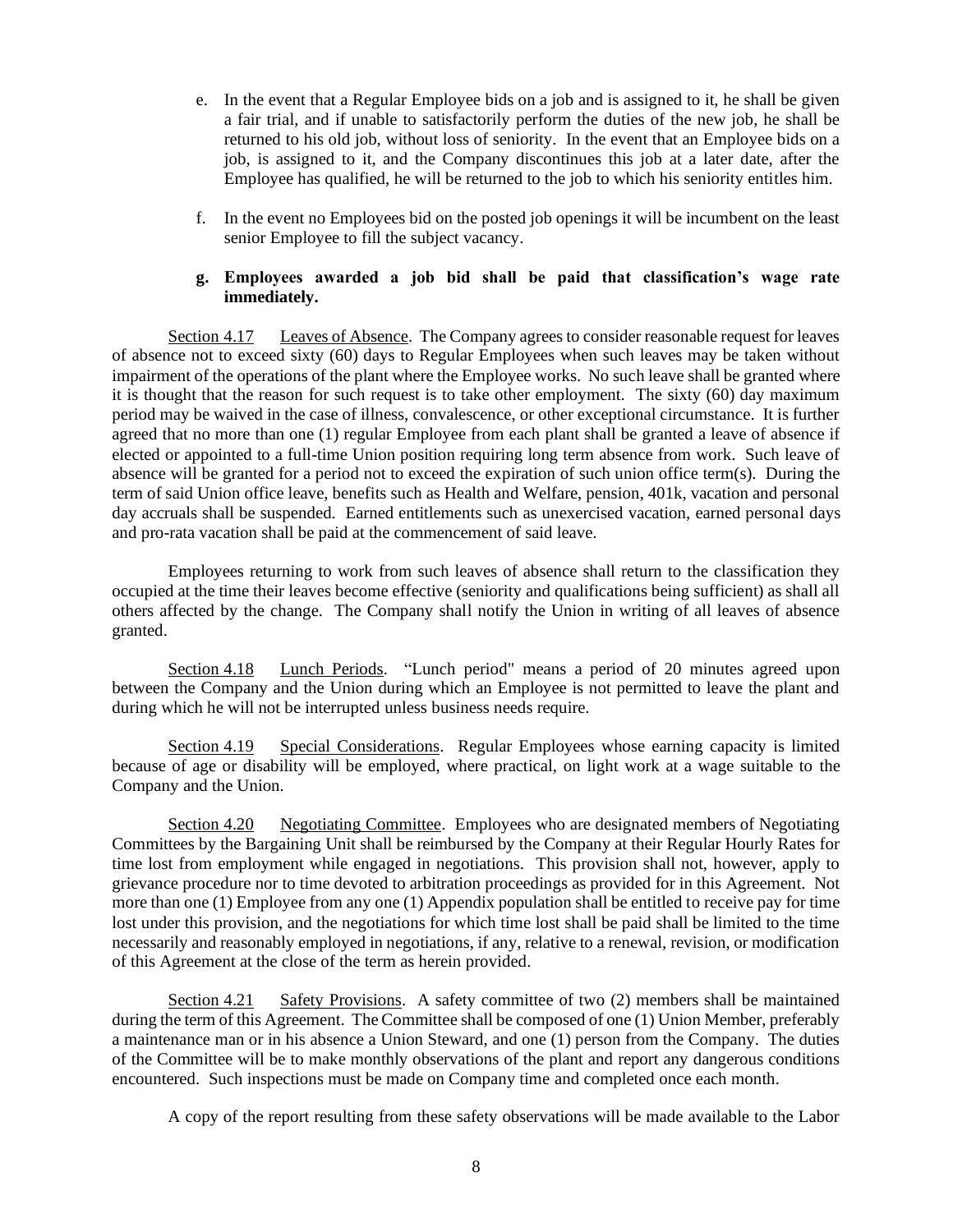e. In the event that a Regular Employee bids on a job and is assigned to it, he shall be given a fair trial, and if unable to satisfactorily perform the duties of the new job, he shall be returned to his old job, without loss of seniority. In the event that an Employee bids on a job, is assigned to it, and the Company discontinues this job at a later date, after the Employee has qualified, he will be returned to the job to which his seniority entitles him.

f. In the event no Employees bid on the posted job openings it will be incumbent on the least senior Employee to fill the subject vacancy.

**g. Employees awarded a job bid shall be paid that classification's wage rate immediately.**

Section 4.17 Leaves of Absence. The Company agrees to consider reasonable request for leaves of absence not to exceed sixty (60) days to Regular Employees when such leaves may be taken without impairment of the operations of the plant where the Employee works. No such leave shall be granted where it is thought that the reason for such request is to take other employment. The sixty (60) day maximum period may be waived in the case of illness, convalescence, or other exceptional circumstance. It is further agreed that no more than one (1) regular Employee from each plant shall be granted a leave of absence if elected or appointed to a full-time Union position requiring long term absence from work. Such leave of absence will be granted for a period not to exceed the expiration of such union office term(s). During the term of said Union office leave, benefits such as Health and Welfare, pension, 401k, vacation and personal day accruals shall be suspended. Earned entitlements such as unexercised vacation, earned personal days and pro-rata vacation shall be paid at the commencement of said leave.

Employees returning to work from such leaves of absence shall return to the classification they occupied at the time their leaves become effective (seniority and qualifications being sufficient) as shall all others affected by the change. The Company shall notify the Union in writing of all leaves of absence granted.

Section 4.18 Lunch Periods. "Lunch period" means a period of 20 minutes agreed upon between the Company and the Union during which an Employee is not permitted to leave the plant and during which he will not be interrupted unless business needs require.

Section 4.19 Special Considerations. Regular Employees whose earning capacity is limited because of age or disability will be employed, where practical, on light work at a wage suitable to the Company and the Union.

Section 4.20 Negotiating Committee. Employees who are designated members of Negotiating Committees by the Bargaining Unit shall be reimbursed by the Company at their Regular Hourly Rates for time lost from employment while engaged in negotiations. This provision shall not, however, apply to grievance procedure nor to time devoted to arbitration proceedings as provided for in this Agreement. Not more than one (1) Employee from any one (1) Appendix population shall be entitled to receive pay for time lost under this provision, and the negotiations for which time lost shall be paid shall be limited to the time necessarily and reasonably employed in negotiations, if any, relative to a renewal, revision, or modification of this Agreement at the close of the term as herein provided.

Section 4.21 Safety Provisions. A safety committee of two (2) members shall be maintained during the term of this Agreement. The Committee shall be composed of one (1) Union Member, preferably a maintenance man or in his absence a Union Steward, and one (1) person from the Company. The duties of the Committee will be to make monthly observations of the plant and report any dangerous conditions encountered. Such inspections must be made on Company time and completed once each month.

A copy of the report resulting from these safety observations will be made available to the Labor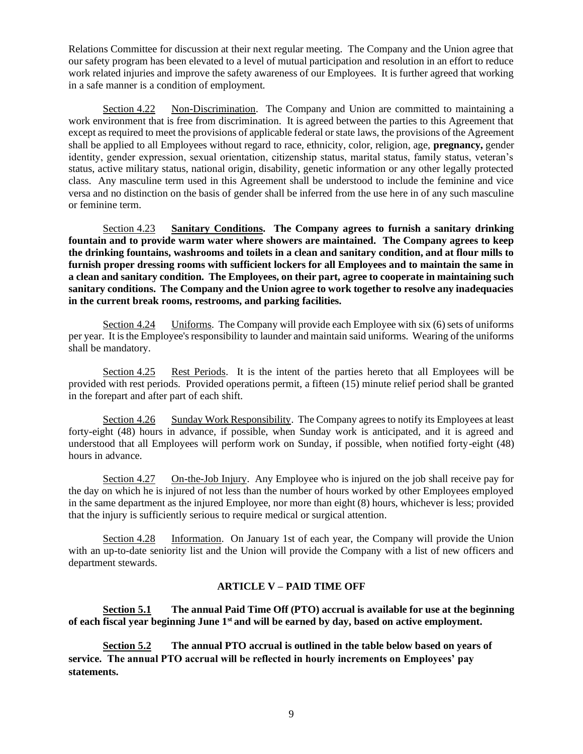Relations Committee for discussion at their next regular meeting. The Company and the Union agree that our safety program has been elevated to a level of mutual participation and resolution in an effort to reduce work related injuries and improve the safety awareness of our Employees. It is further agreed that working in a safe manner is a condition of employment.

Section 4.22 Non-Discrimination. The Company and Union are committed to maintaining a work environment that is free from discrimination. It is agreed between the parties to this Agreement that except as required to meet the provisions of applicable federal or state laws, the provisions of the Agreement shall be applied to all Employees without regard to race, ethnicity, color, religion, age, **pregnancy,** gender identity, gender expression, sexual orientation, citizenship status, marital status, family status, veteran's status, active military status, national origin, disability, genetic information or any other legally protected class. Any masculine term used in this Agreement shall be understood to include the feminine and vice versa and no distinction on the basis of gender shall be inferred from the use here in of any such masculine or feminine term.

Section 4.23 **Sanitary Conditions. The Company agrees to furnish a sanitary drinking fountain and to provide warm water where showers are maintained. The Company agrees to keep the drinking fountains, washrooms and toilets in a clean and sanitary condition, and at flour mills to furnish proper dressing rooms with sufficient lockers for all Employees and to maintain the same in a clean and sanitary condition. The Employees, on their part, agree to cooperate in maintaining such sanitary conditions. The Company and the Union agree to work together to resolve any inadequacies in the current break rooms, restrooms, and parking facilities.**

Section 4.24 Uniforms. The Company will provide each Employee with six (6) sets of uniforms per year. It is the Employee's responsibility to launder and maintain said uniforms. Wearing of the uniforms shall be mandatory.

Section 4.25 Rest Periods. It is the intent of the parties hereto that all Employees will be provided with rest periods. Provided operations permit, a fifteen (15) minute relief period shall be granted in the forepart and after part of each shift.

Section 4.26 Sunday Work Responsibility. The Company agrees to notify its Employees at least forty-eight (48) hours in advance, if possible, when Sunday work is anticipated, and it is agreed and understood that all Employees will perform work on Sunday, if possible, when notified forty-eight (48) hours in advance.

Section 4.27 On-the-Job Injury. Any Employee who is injured on the job shall receive pay for the day on which he is injured of not less than the number of hours worked by other Employees employed in the same department as the injured Employee, nor more than eight (8) hours, whichever is less; provided that the injury is sufficiently serious to require medical or surgical attention.

Section 4.28 Information. On January 1st of each year, the Company will provide the Union with an up-to-date seniority list and the Union will provide the Company with a list of new officers and department stewards.

## ARTICLE V – PAID TIME OFF

**Section 5.1 The annual Paid Time Off (PTO) accrual is available for use at the beginning of each fiscal year beginning June 1st and will be earned by day, based on active employment.**

**Section 5.2 The annual PTO accrual is outlined in the table below based on years of service. The annual PTO accrual will be reflected in hourly increments on Employees' pay statements.**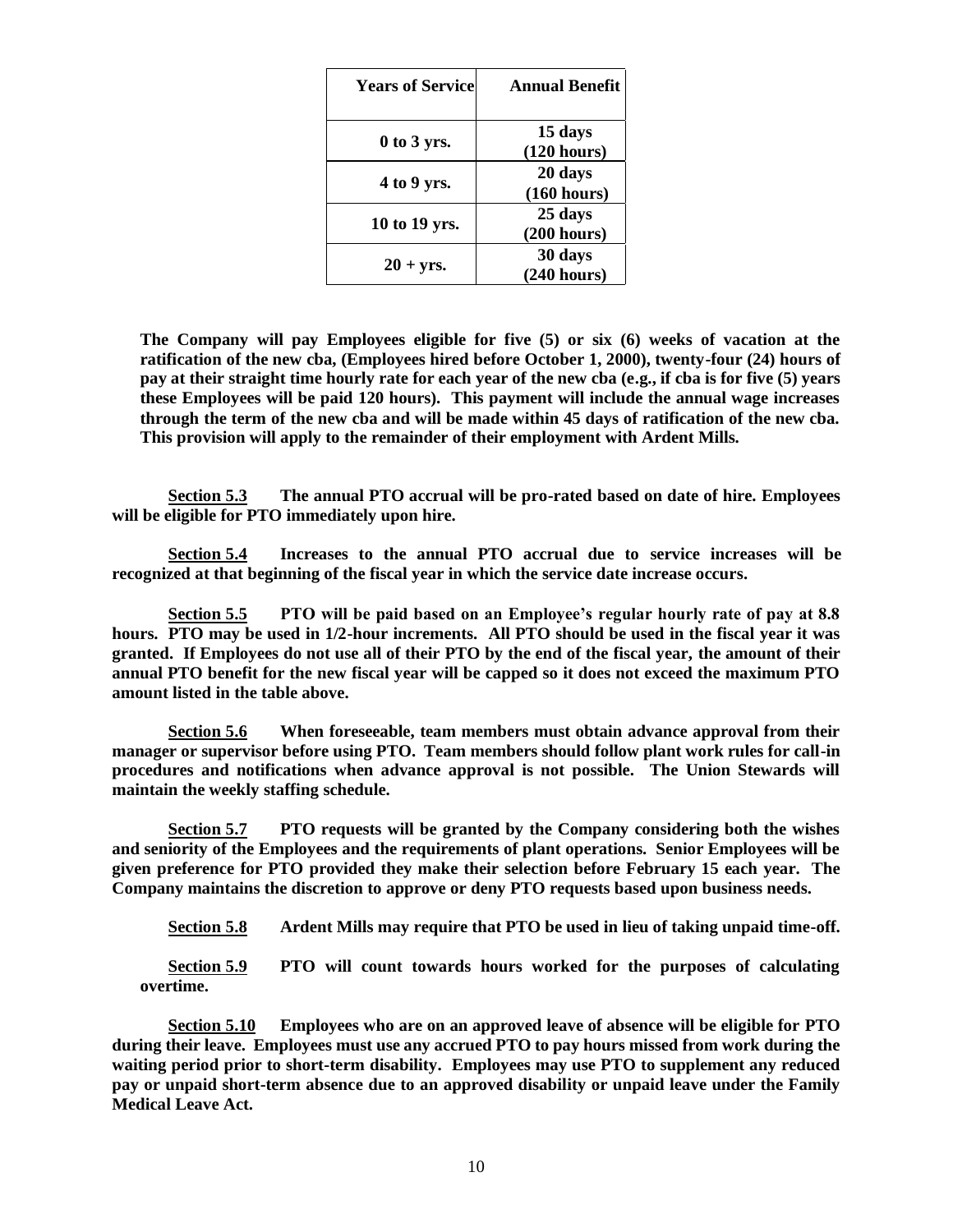| Years of Service | Annual Benefit |
|---|---|
| 0 to 3 yrs. | 15 days (120 hours) |
| 4 to 9 yrs. | 20 days (160 hours) |
| 10 to 19 yrs. | 25 days (200 hours) |
| 20 + yrs. | 30 days (240 hours) |

**The Company will pay Employees eligible for five (5) or six (6) weeks of vacation at the ratification of the new cba, (Employees hired before October 1, 2000), twenty-four (24) hours of pay at their straight time hourly rate for each year of the new cba (e.g., if cba is for five (5) years these Employees will be paid 120 hours). This payment will include the annual wage increases through the term of the new cba and will be made within 45 days of ratification of the new cba. This provision will apply to the remainder of their employment with Ardent Mills.**

**<u>Section 5.3</u> The annual PTO accrual will be pro-rated based on date of hire. Employees will be eligible for PTO immediately upon hire.**

**<u>Section 5.4</u> Increases to the annual PTO accrual due to service increases will be recognized at that beginning of the fiscal year in which the service date increase occurs.**

**<u>Section 5.5</u> PTO will be paid based on an Employee's regular hourly rate of pay at 8.8 hours. PTO may be used in 1/2-hour increments. All PTO should be used in the fiscal year it was granted. If Employees do not use all of their PTO by the end of the fiscal year, the amount of their annual PTO benefit for the new fiscal year will be capped so it does not exceed the maximum PTO amount listed in the table above.**

**<u>Section 5.6</u> When foreseeable, team members must obtain advance approval from their manager or supervisor before using PTO. Team members should follow plant work rules for call-in procedures and notifications when advance approval is not possible. The Union Stewards will maintain the weekly staffing schedule.**

**<u>Section 5.7</u> PTO requests will be granted by the Company considering both the wishes and seniority of the Employees and the requirements of plant operations. Senior Employees will be given preference for PTO provided they make their selection before February 15 each year. The Company maintains the discretion to approve or deny PTO requests based upon business needs.**

**<u>Section 5.8</u> Ardent Mills may require that PTO be used in lieu of taking unpaid time-off.**

**<u>Section 5.9</u> PTO will count towards hours worked for the purposes of calculating overtime.**

**<u>Section 5.10</u> Employees who are on an approved leave of absence will be eligible for PTO during their leave. Employees must use any accrued PTO to pay hours missed from work during the waiting period prior to short-term disability. Employees may use PTO to supplement any reduced pay or unpaid short-term absence due to an approved disability or unpaid leave under the Family Medical Leave Act.**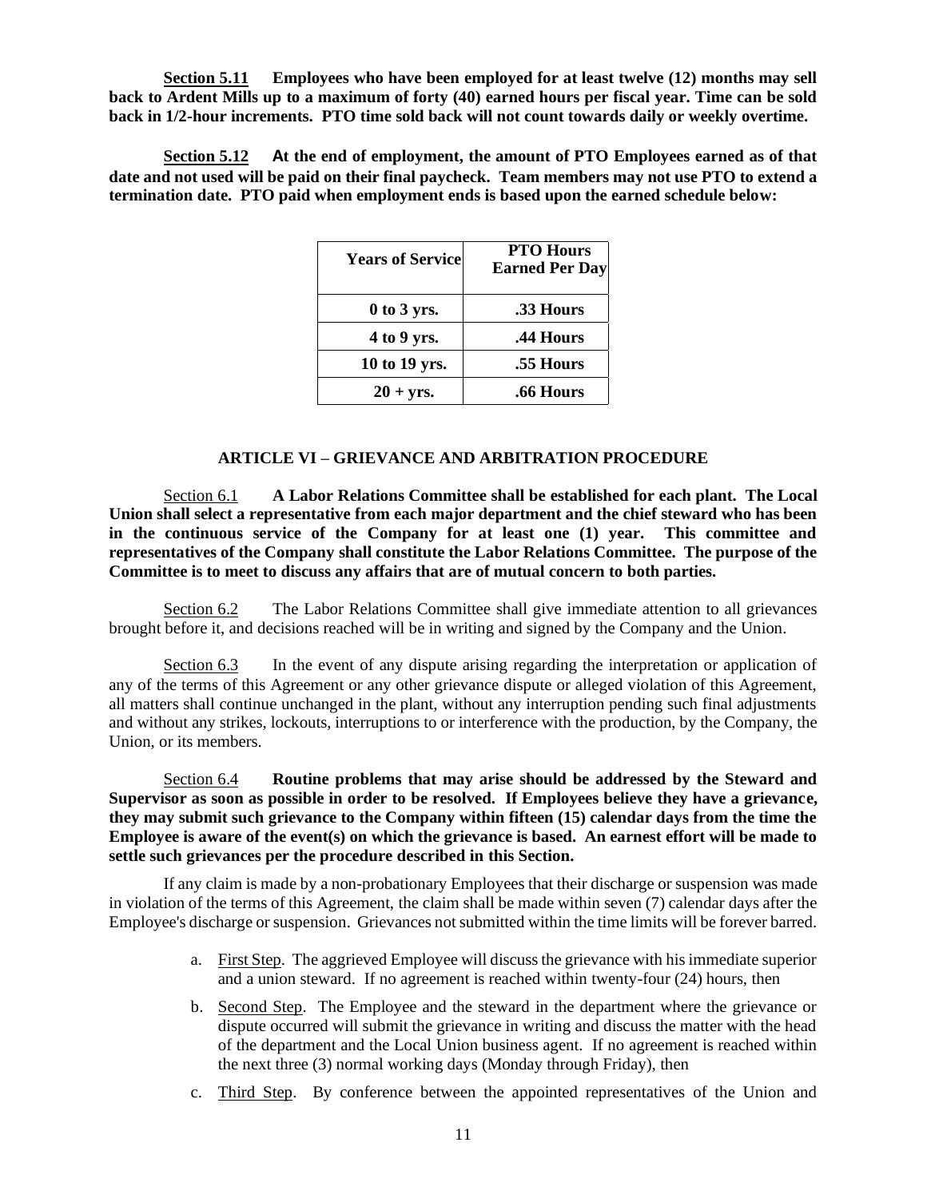**Section 5.11** **Employees who have been employed for at least twelve (12) months may sell back to Ardent Mills up to a maximum of forty (40) earned hours per fiscal year. Time can be sold back in 1/2-hour increments. PTO time sold back will not count towards daily or weekly overtime.**

**Section 5.12** **At the end of employment, the amount of PTO Employees earned as of that date and not used will be paid on their final paycheck. Team members may not use PTO to extend a termination date. PTO paid when employment ends is based upon the earned schedule below:**

| Years of Service | PTO Hours Earned Per Day |
|---|---|
| 0 to 3 yrs. | .33 Hours |
| 4 to 9 yrs. | .44 Hours |
| 10 to 19 yrs. | .55 Hours |
| 20 + yrs. | .66 Hours |

## ARTICLE VI – GRIEVANCE AND ARBITRATION PROCEDURE

Section 6.1 **A Labor Relations Committee shall be established for each plant. The Local Union shall select a representative from each major department and the chief steward who has been in the continuous service of the Company for at least one (1) year. This committee and representatives of the Company shall constitute the Labor Relations Committee. The purpose of the Committee is to meet to discuss any affairs that are of mutual concern to both parties.**

Section 6.2 The Labor Relations Committee shall give immediate attention to all grievances brought before it, and decisions reached will be in writing and signed by the Company and the Union.

Section 6.3 In the event of any dispute arising regarding the interpretation or application of any of the terms of this Agreement or any other grievance dispute or alleged violation of this Agreement, all matters shall continue unchanged in the plant, without any interruption pending such final adjustments and without any strikes, lockouts, interruptions to or interference with the production, by the Company, the Union, or its members.

Section 6.4 **Routine problems that may arise should be addressed by the Steward and Supervisor as soon as possible in order to be resolved. If Employees believe they have a grievance, they may submit such grievance to the Company within fifteen (15) calendar days from the time the Employee is aware of the event(s) on which the grievance is based. An earnest effort will be made to settle such grievances per the procedure described in this Section.**

If any claim is made by a non-probationary Employees that their discharge or suspension was made in violation of the terms of this Agreement, the claim shall be made within seven (7) calendar days after the Employee's discharge or suspension. Grievances not submitted within the time limits will be forever barred.

a. First Step. The aggrieved Employee will discuss the grievance with his immediate superior and a union steward. If no agreement is reached within twenty-four (24) hours, then

b. Second Step. The Employee and the steward in the department where the grievance or dispute occurred will submit the grievance in writing and discuss the matter with the head of the department and the Local Union business agent. If no agreement is reached within the next three (3) normal working days (Monday through Friday), then

c. Third Step. By conference between the appointed representatives of the Union and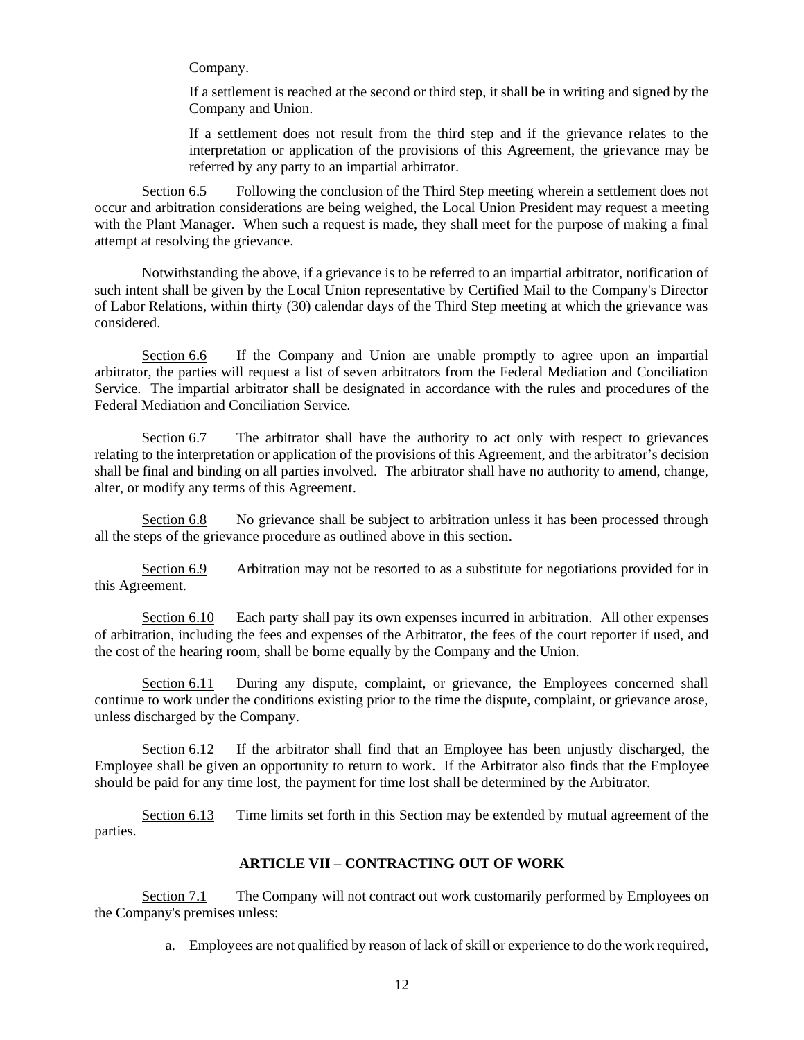Company.

If a settlement is reached at the second or third step, it shall be in writing and signed by the Company and Union.

If a settlement does not result from the third step and if the grievance relates to the interpretation or application of the provisions of this Agreement, the grievance may be referred by any party to an impartial arbitrator.

Section 6.5 Following the conclusion of the Third Step meeting wherein a settlement does not occur and arbitration considerations are being weighed, the Local Union President may request a meeting with the Plant Manager. When such a request is made, they shall meet for the purpose of making a final attempt at resolving the grievance.

Notwithstanding the above, if a grievance is to be referred to an impartial arbitrator, notification of such intent shall be given by the Local Union representative by Certified Mail to the Company's Director of Labor Relations, within thirty (30) calendar days of the Third Step meeting at which the grievance was considered.

Section 6.6 If the Company and Union are unable promptly to agree upon an impartial arbitrator, the parties will request a list of seven arbitrators from the Federal Mediation and Conciliation Service. The impartial arbitrator shall be designated in accordance with the rules and procedures of the Federal Mediation and Conciliation Service.

Section 6.7 The arbitrator shall have the authority to act only with respect to grievances relating to the interpretation or application of the provisions of this Agreement, and the arbitrator's decision shall be final and binding on all parties involved. The arbitrator shall have no authority to amend, change, alter, or modify any terms of this Agreement.

Section 6.8 No grievance shall be subject to arbitration unless it has been processed through all the steps of the grievance procedure as outlined above in this section.

Section 6.9 Arbitration may not be resorted to as a substitute for negotiations provided for in this Agreement.

Section 6.10 Each party shall pay its own expenses incurred in arbitration. All other expenses of arbitration, including the fees and expenses of the Arbitrator, the fees of the court reporter if used, and the cost of the hearing room, shall be borne equally by the Company and the Union.

Section 6.11 During any dispute, complaint, or grievance, the Employees concerned shall continue to work under the conditions existing prior to the time the dispute, complaint, or grievance arose, unless discharged by the Company.

Section 6.12 If the arbitrator shall find that an Employee has been unjustly discharged, the Employee shall be given an opportunity to return to work. If the Arbitrator also finds that the Employee should be paid for any time lost, the payment for time lost shall be determined by the Arbitrator.

Section 6.13 Time limits set forth in this Section may be extended by mutual agreement of the parties.

## ARTICLE VII – CONTRACTING OUT OF WORK

Section 7.1 The Company will not contract out work customarily performed by Employees on the Company's premises unless:

a. Employees are not qualified by reason of lack of skill or experience to do the work required,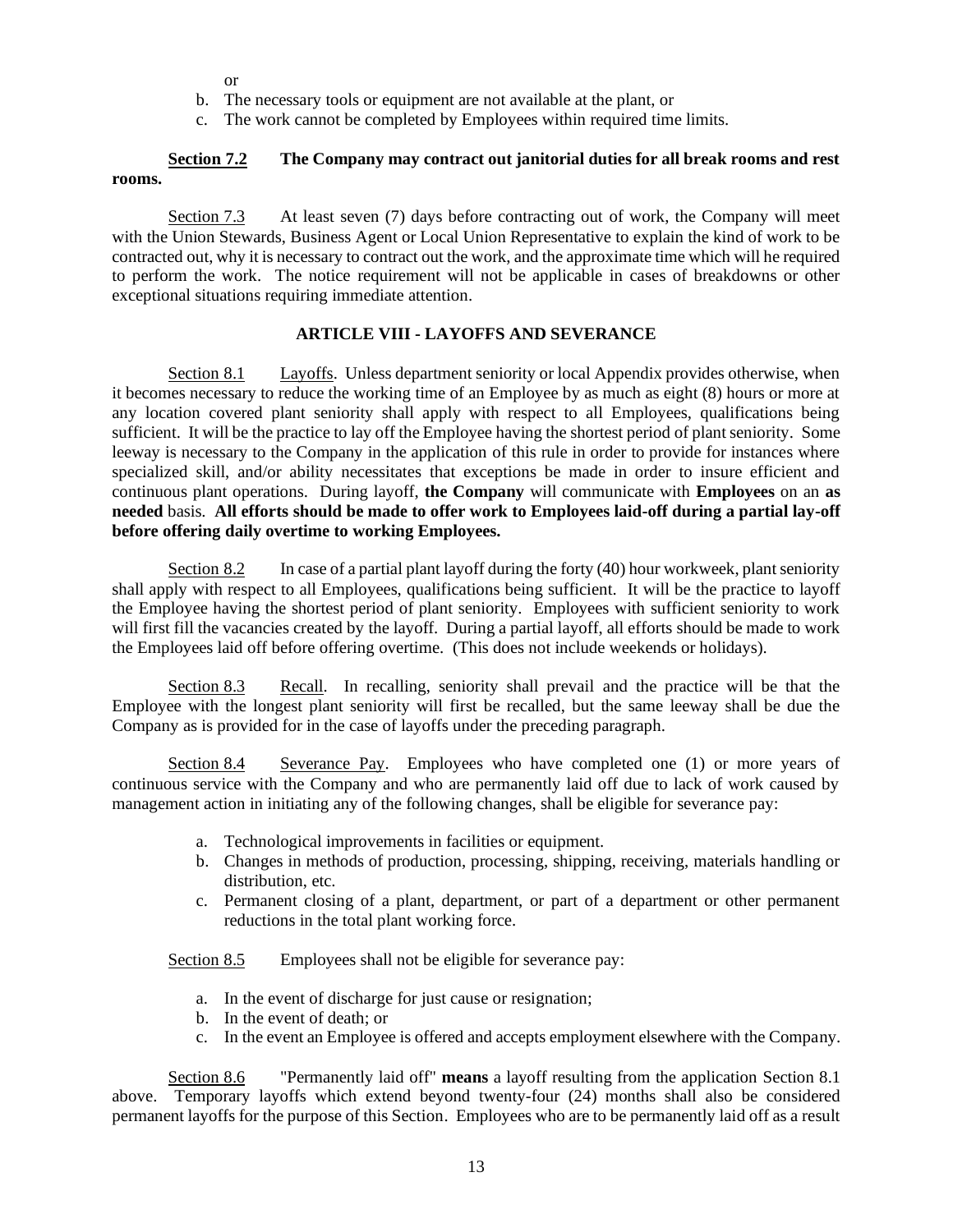or

b. The necessary tools or equipment are not available at the plant, or
c. The work cannot be completed by Employees within required time limits.

Section 7.2 **The Company may contract out janitorial duties for all break rooms and rest rooms.**

Section 7.3 At least seven (7) days before contracting out of work, the Company will meet with the Union Stewards, Business Agent or Local Union Representative to explain the kind of work to be contracted out, why it is necessary to contract out the work, and the approximate time which will he required to perform the work. The notice requirement will not be applicable in cases of breakdowns or other exceptional situations requiring immediate attention.

## ARTICLE VIII - LAYOFFS AND SEVERANCE

Section 8.1 Layoffs. Unless department seniority or local Appendix provides otherwise, when it becomes necessary to reduce the working time of an Employee by as much as eight (8) hours or more at any location covered plant seniority shall apply with respect to all Employees, qualifications being sufficient. It will be the practice to lay off the Employee having the shortest period of plant seniority. Some leeway is necessary to the Company in the application of this rule in order to provide for instances where specialized skill, and/or ability necessitates that exceptions be made in order to insure efficient and continuous plant operations. During layoff, **the Company** will communicate with **Employees** on an **as needed** basis. **All efforts should be made to offer work to Employees laid-off during a partial lay-off before offering daily overtime to working Employees.**

Section 8.2 In case of a partial plant layoff during the forty (40) hour workweek, plant seniority shall apply with respect to all Employees, qualifications being sufficient. It will be the practice to layoff the Employee having the shortest period of plant seniority. Employees with sufficient seniority to work will first fill the vacancies created by the layoff. During a partial layoff, all efforts should be made to work the Employees laid off before offering overtime. (This does not include weekends or holidays).

Section 8.3 Recall. In recalling, seniority shall prevail and the practice will be that the Employee with the longest plant seniority will first be recalled, but the same leeway shall be due the Company as is provided for in the case of layoffs under the preceding paragraph.

Section 8.4 Severance Pay. Employees who have completed one (1) or more years of continuous service with the Company and who are permanently laid off due to lack of work caused by management action in initiating any of the following changes, shall be eligible for severance pay:

a. Technological improvements in facilities or equipment.
b. Changes in methods of production, processing, shipping, receiving, materials handling or distribution, etc.
c. Permanent closing of a plant, department, or part of a department or other permanent reductions in the total plant working force.

Section 8.5 Employees shall not be eligible for severance pay:

a. In the event of discharge for just cause or resignation;
b. In the event of death; or
c. In the event an Employee is offered and accepts employment elsewhere with the Company.

Section 8.6 "Permanently laid off" **means** a layoff resulting from the application Section 8.1 above. Temporary layoffs which extend beyond twenty-four (24) months shall also be considered permanent layoffs for the purpose of this Section. Employees who are to be permanently laid off as a result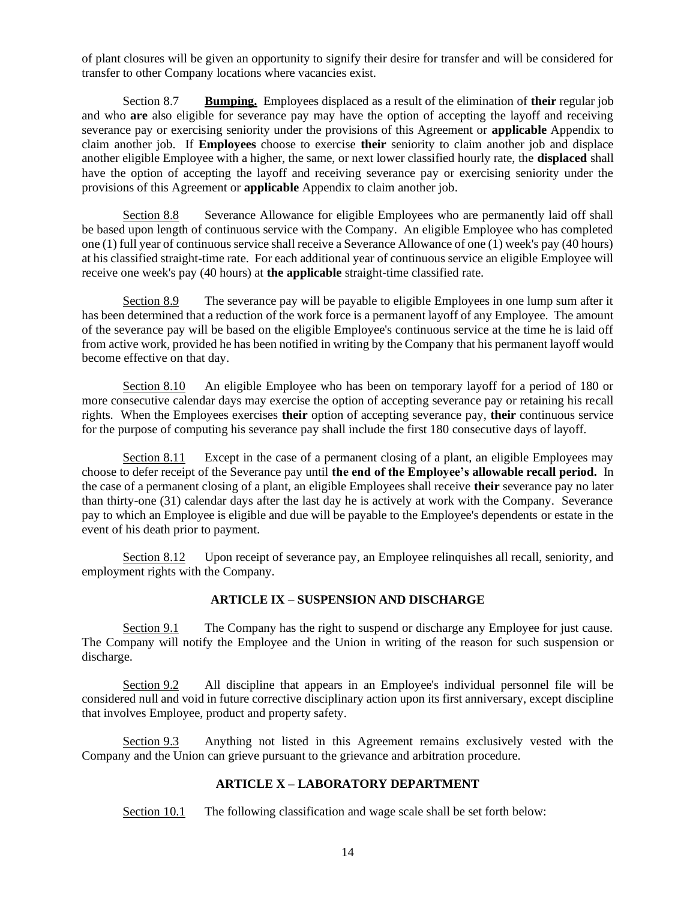of plant closures will be given an opportunity to signify their desire for transfer and will be considered for transfer to other Company locations where vacancies exist.

Section 8.7 **Bumping.** Employees displaced as a result of the elimination of **their** regular job and who **are** also eligible for severance pay may have the option of accepting the layoff and receiving severance pay or exercising seniority under the provisions of this Agreement or **applicable** Appendix to claim another job. If **Employees** choose to exercise **their** seniority to claim another job and displace another eligible Employee with a higher, the same, or next lower classified hourly rate, the **displaced** shall have the option of accepting the layoff and receiving severance pay or exercising seniority under the provisions of this Agreement or **applicable** Appendix to claim another job.

Section 8.8 Severance Allowance for eligible Employees who are permanently laid off shall be based upon length of continuous service with the Company. An eligible Employee who has completed one (1) full year of continuous service shall receive a Severance Allowance of one (1) week's pay (40 hours) at his classified straight-time rate. For each additional year of continuous service an eligible Employee will receive one week's pay (40 hours) at **the applicable** straight-time classified rate.

Section 8.9 The severance pay will be payable to eligible Employees in one lump sum after it has been determined that a reduction of the work force is a permanent layoff of any Employee. The amount of the severance pay will be based on the eligible Employee's continuous service at the time he is laid off from active work, provided he has been notified in writing by the Company that his permanent layoff would become effective on that day.

Section 8.10 An eligible Employee who has been on temporary layoff for a period of 180 or more consecutive calendar days may exercise the option of accepting severance pay or retaining his recall rights. When the Employees exercises **their** option of accepting severance pay, **their** continuous service for the purpose of computing his severance pay shall include the first 180 consecutive days of layoff.

Section 8.11 Except in the case of a permanent closing of a plant, an eligible Employees may choose to defer receipt of the Severance pay until **the end of the Employee's allowable recall period.** In the case of a permanent closing of a plant, an eligible Employees shall receive **their** severance pay no later than thirty-one (31) calendar days after the last day he is actively at work with the Company. Severance pay to which an Employee is eligible and due will be payable to the Employee's dependents or estate in the event of his death prior to payment.

Section 8.12 Upon receipt of severance pay, an Employee relinquishes all recall, seniority, and employment rights with the Company.

## ARTICLE IX – SUSPENSION AND DISCHARGE

Section 9.1 The Company has the right to suspend or discharge any Employee for just cause. The Company will notify the Employee and the Union in writing of the reason for such suspension or discharge.

Section 9.2 All discipline that appears in an Employee's individual personnel file will be considered null and void in future corrective disciplinary action upon its first anniversary, except discipline that involves Employee, product and property safety.

Section 9.3 Anything not listed in this Agreement remains exclusively vested with the Company and the Union can grieve pursuant to the grievance and arbitration procedure.

## ARTICLE X – LABORATORY DEPARTMENT

Section 10.1 The following classification and wage scale shall be set forth below: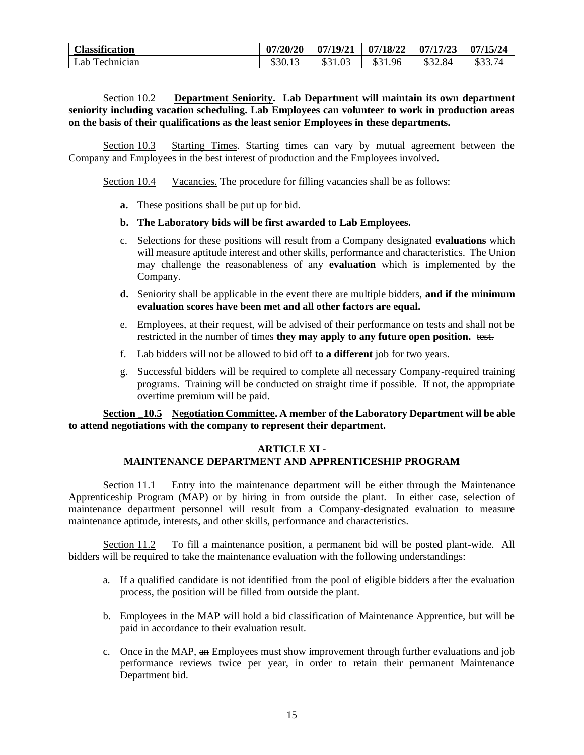| Classification | 07/20/20 | 07/19/21 | 07/18/22 | 07/17/23 | 07/15/24 |
|---|---|---|---|---|---|
| Lab Technician | $30.13 | $31.03 | $31.96 | $32.84 | $33.74 |

Section 10.2 **Department Seniority. Lab Department will maintain its own department seniority including vacation scheduling. Lab Employees can volunteer to work in production areas on the basis of their qualifications as the least senior Employees in these departments.**

Section 10.3 Starting Times. Starting times can vary by mutual agreement between the Company and Employees in the best interest of production and the Employees involved.

Section 10.4 Vacancies. The procedure for filling vacancies shall be as follows:

- **a.** These positions shall be put up for bid.
- **b. The Laboratory bids will be first awarded to Lab Employees.**
- c. Selections for these positions will result from a Company designated **evaluations** which will measure aptitude interest and other skills, performance and characteristics. The Union may challenge the reasonableness of any **evaluation** which is implemented by the Company.
- **d.** Seniority shall be applicable in the event there are multiple bidders, **and if the minimum evaluation scores have been met and all other factors are equal.**
- e. Employees, at their request, will be advised of their performance on tests and shall not be restricted in the number of times **they may apply to any future open position.** ~~test.~~
- f. Lab bidders will not be allowed to bid off **to a different** job for two years.
- g. Successful bidders will be required to complete all necessary Company-required training programs. Training will be conducted on straight time if possible. If not, the appropriate overtime premium will be paid.

**Section _10.5 Negotiation Committee. A member of the Laboratory Department will be able to attend negotiations with the company to represent their department.**

## ARTICLE XI - MAINTENANCE DEPARTMENT AND APPRENTICESHIP PROGRAM

Section 11.1 Entry into the maintenance department will be either through the Maintenance Apprenticeship Program (MAP) or by hiring in from outside the plant. In either case, selection of maintenance department personnel will result from a Company-designated evaluation to measure maintenance aptitude, interests, and other skills, performance and characteristics.

Section 11.2 To fill a maintenance position, a permanent bid will be posted plant-wide. All bidders will be required to take the maintenance evaluation with the following understandings:

- a. If a qualified candidate is not identified from the pool of eligible bidders after the evaluation process, the position will be filled from outside the plant.
- b. Employees in the MAP will hold a bid classification of Maintenance Apprentice, but will be paid in accordance to their evaluation result.
- c. Once in the MAP, ~~an~~ Employees must show improvement through further evaluations and job performance reviews twice per year, in order to retain their permanent Maintenance Department bid.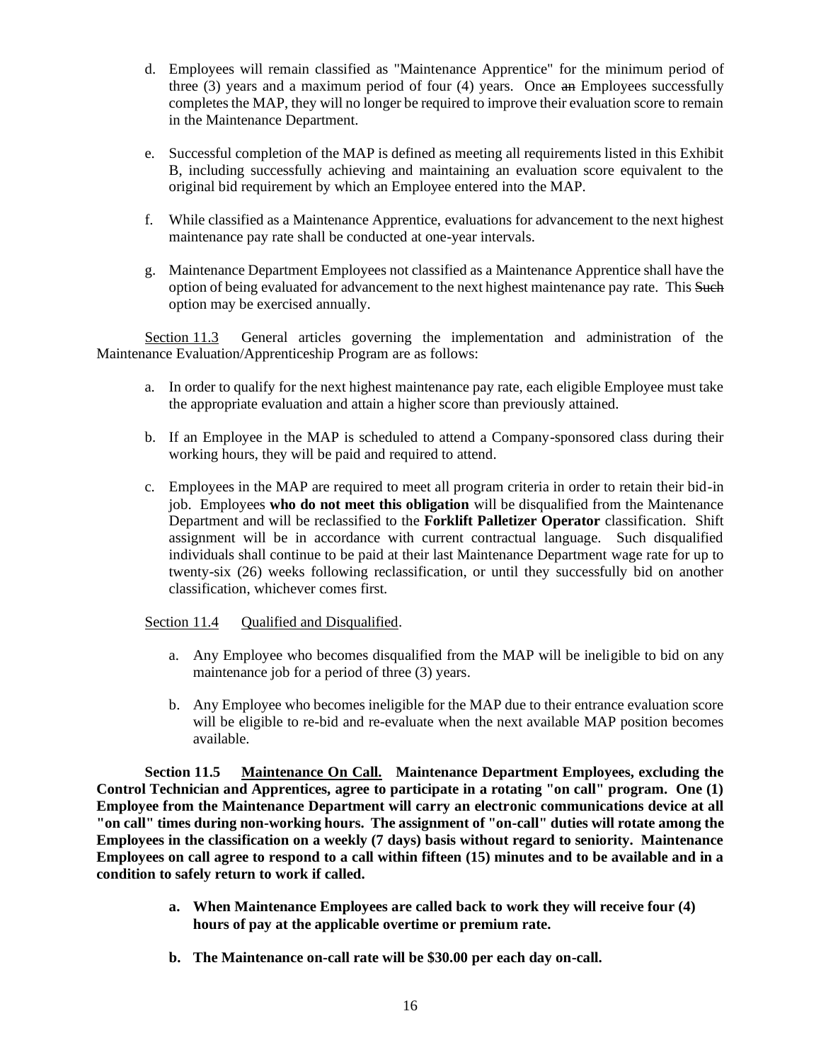d. Employees will remain classified as "Maintenance Apprentice" for the minimum period of three (3) years and a maximum period of four (4) years. Once ~~an~~ Employees successfully completes the MAP, they will no longer be required to improve their evaluation score to remain in the Maintenance Department.

e. Successful completion of the MAP is defined as meeting all requirements listed in this Exhibit B, including successfully achieving and maintaining an evaluation score equivalent to the original bid requirement by which an Employee entered into the MAP.

f. While classified as a Maintenance Apprentice, evaluations for advancement to the next highest maintenance pay rate shall be conducted at one-year intervals.

g. Maintenance Department Employees not classified as a Maintenance Apprentice shall have the option of being evaluated for advancement to the next highest maintenance pay rate. This ~~Such~~ option may be exercised annually.

<u>Section 11.3</u> General articles governing the implementation and administration of the Maintenance Evaluation/Apprenticeship Program are as follows:

a. In order to qualify for the next highest maintenance pay rate, each eligible Employee must take the appropriate evaluation and attain a higher score than previously attained.

b. If an Employee in the MAP is scheduled to attend a Company-sponsored class during their working hours, they will be paid and required to attend.

c. Employees in the MAP are required to meet all program criteria in order to retain their bid-in job. Employees **who do not meet this obligation** will be disqualified from the Maintenance Department and will be reclassified to the **Forklift Palletizer Operator** classification. Shift assignment will be in accordance with current contractual language. Such disqualified individuals shall continue to be paid at their last Maintenance Department wage rate for up to twenty-six (26) weeks following reclassification, or until they successfully bid on another classification, whichever comes first.

<u>Section 11.4</u> <u>Qualified and Disqualified</u>.

a. Any Employee who becomes disqualified from the MAP will be ineligible to bid on any maintenance job for a period of three (3) years.

b. Any Employee who becomes ineligible for the MAP due to their entrance evaluation score will be eligible to re-bid and re-evaluate when the next available MAP position becomes available.

**Section 11.5 <u>Maintenance On Call.</u> Maintenance Department Employees, excluding the Control Technician and Apprentices, agree to participate in a rotating "on call" program. One (1) Employee from the Maintenance Department will carry an electronic communications device at all "on call" times during non-working hours. The assignment of "on-call" duties will rotate among the Employees in the classification on a weekly (7 days) basis without regard to seniority. Maintenance Employees on call agree to respond to a call within fifteen (15) minutes and to be available and in a condition to safely return to work if called.**

**a. When Maintenance Employees are called back to work they will receive four (4) hours of pay at the applicable overtime or premium rate.**

**b. The Maintenance on-call rate will be $30.00 per each day on-call.**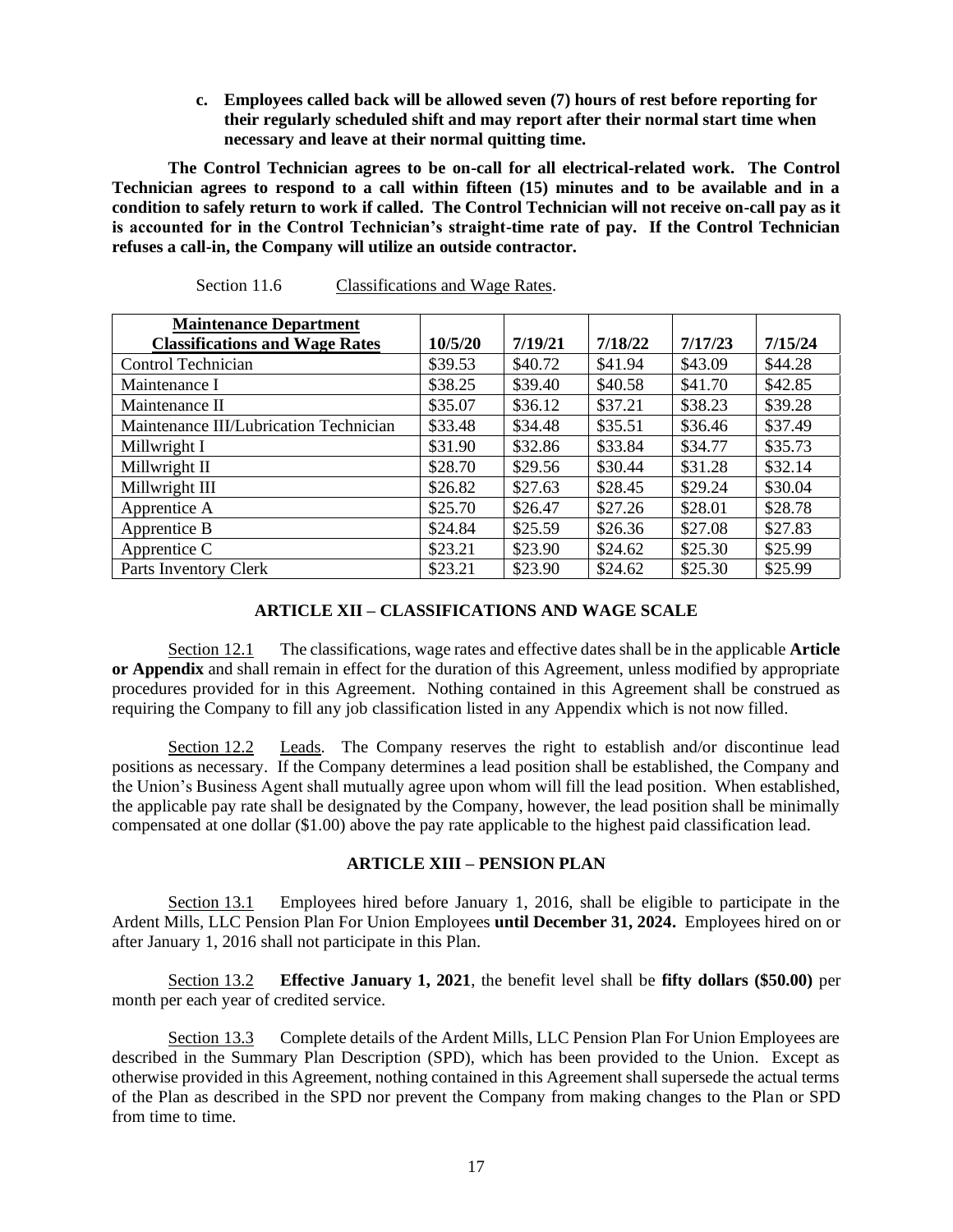**c. Employees called back will be allowed seven (7) hours of rest before reporting for their regularly scheduled shift and may report after their normal start time when necessary and leave at their normal quitting time.**

**The Control Technician agrees to be on-call for all electrical-related work. The Control Technician agrees to respond to a call within fifteen (15) minutes and to be available and in a condition to safely return to work if called. The Control Technician will not receive on-call pay as it is accounted for in the Control Technician's straight-time rate of pay. If the Control Technician refuses a call-in, the Company will utilize an outside contractor.**

Section 11.6 Classifications and Wage Rates.

| Maintenance Department Classifications and Wage Rates | 10/5/20 | 7/19/21 | 7/18/22 | 7/17/23 | 7/15/24 |
|---|---|---|---|---|---|
| Control Technician | $39.53 | $40.72 | $41.94 | $43.09 | $44.28 |
| Maintenance I | $38.25 | $39.40 | $40.58 | $41.70 | $42.85 |
| Maintenance II | $35.07 | $36.12 | $37.21 | $38.23 | $39.28 |
| Maintenance III/Lubrication Technician | $33.48 | $34.48 | $35.51 | $36.46 | $37.49 |
| Millwright I | $31.90 | $32.86 | $33.84 | $34.77 | $35.73 |
| Millwright II | $28.70 | $29.56 | $30.44 | $31.28 | $32.14 |
| Millwright III | $26.82 | $27.63 | $28.45 | $29.24 | $30.04 |
| Apprentice A | $25.70 | $26.47 | $27.26 | $28.01 | $28.78 |
| Apprentice B | $24.84 | $25.59 | $26.36 | $27.08 | $27.83 |
| Apprentice C | $23.21 | $23.90 | $24.62 | $25.30 | $25.99 |
| Parts Inventory Clerk | $23.21 | $23.90 | $24.62 | $25.30 | $25.99 |

## ARTICLE XII – CLASSIFICATIONS AND WAGE SCALE

Section 12.1 The classifications, wage rates and effective dates shall be in the applicable **Article or Appendix** and shall remain in effect for the duration of this Agreement, unless modified by appropriate procedures provided for in this Agreement. Nothing contained in this Agreement shall be construed as requiring the Company to fill any job classification listed in any Appendix which is not now filled.

Section 12.2 Leads. The Company reserves the right to establish and/or discontinue lead positions as necessary. If the Company determines a lead position shall be established, the Company and the Union's Business Agent shall mutually agree upon whom will fill the lead position. When established, the applicable pay rate shall be designated by the Company, however, the lead position shall be minimally compensated at one dollar ($1.00) above the pay rate applicable to the highest paid classification lead.

## ARTICLE XIII – PENSION PLAN

Section 13.1 Employees hired before January 1, 2016, shall be eligible to participate in the Ardent Mills, LLC Pension Plan For Union Employees **until December 31, 2024.** Employees hired on or after January 1, 2016 shall not participate in this Plan.

Section 13.2 **Effective January 1, 2021**, the benefit level shall be **fifty dollars ($50.00)** per month per each year of credited service.

Section 13.3 Complete details of the Ardent Mills, LLC Pension Plan For Union Employees are described in the Summary Plan Description (SPD), which has been provided to the Union. Except as otherwise provided in this Agreement, nothing contained in this Agreement shall supersede the actual terms of the Plan as described in the SPD nor prevent the Company from making changes to the Plan or SPD from time to time.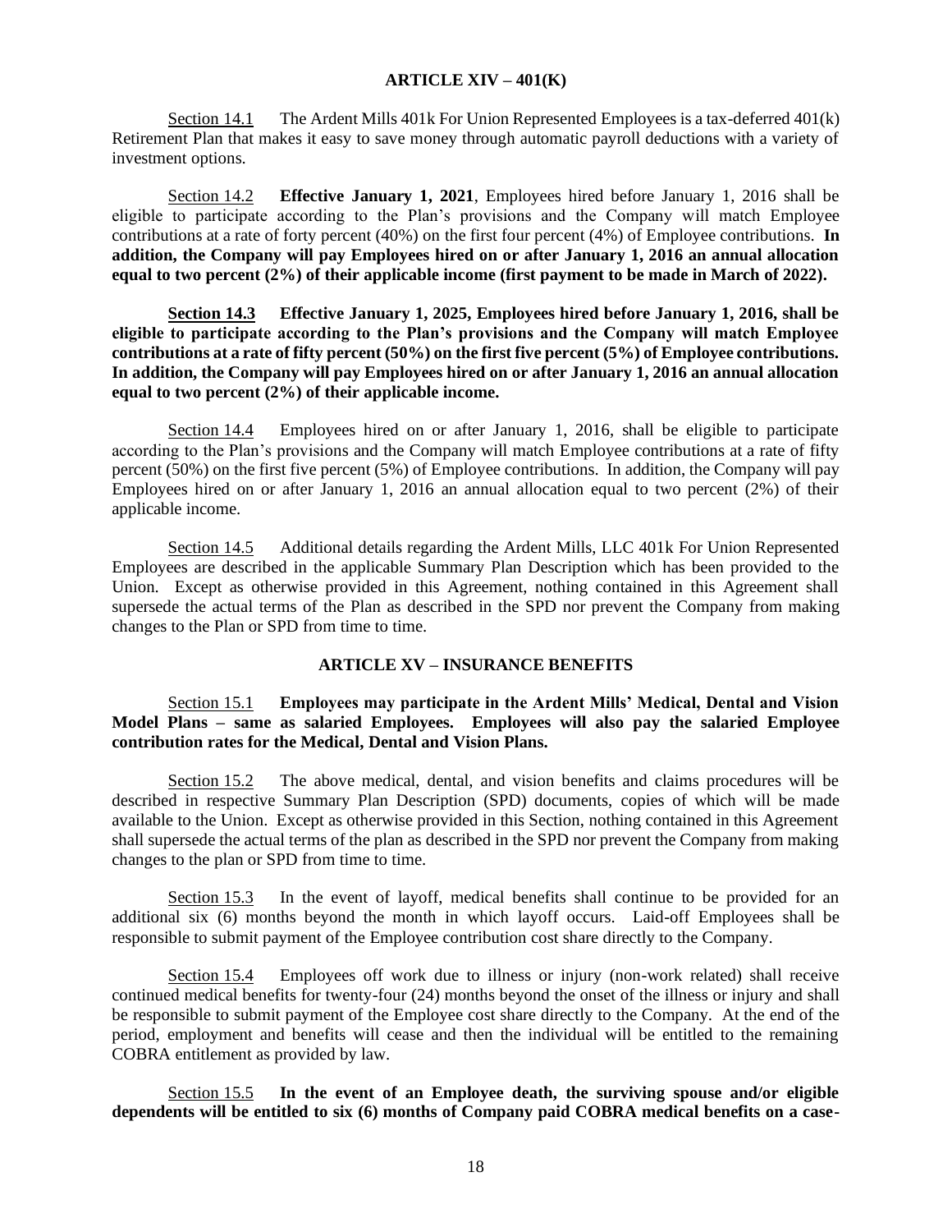## ARTICLE XIV – 401(K)

Section 14.1 The Ardent Mills 401k For Union Represented Employees is a tax-deferred 401(k) Retirement Plan that makes it easy to save money through automatic payroll deductions with a variety of investment options.

Section 14.2 **Effective January 1, 2021**, Employees hired before January 1, 2016 shall be eligible to participate according to the Plan's provisions and the Company will match Employee contributions at a rate of forty percent (40%) on the first four percent (4%) of Employee contributions. **In addition, the Company will pay Employees hired on or after January 1, 2016 an annual allocation equal to two percent (2%) of their applicable income (first payment to be made in March of 2022).**

**Section 14.3 Effective January 1, 2025, Employees hired before January 1, 2016, shall be eligible to participate according to the Plan's provisions and the Company will match Employee contributions at a rate of fifty percent (50%) on the first five percent (5%) of Employee contributions. In addition, the Company will pay Employees hired on or after January 1, 2016 an annual allocation equal to two percent (2%) of their applicable income.**

Section 14.4 Employees hired on or after January 1, 2016, shall be eligible to participate according to the Plan's provisions and the Company will match Employee contributions at a rate of fifty percent (50%) on the first five percent (5%) of Employee contributions. In addition, the Company will pay Employees hired on or after January 1, 2016 an annual allocation equal to two percent (2%) of their applicable income.

Section 14.5 Additional details regarding the Ardent Mills, LLC 401k For Union Represented Employees are described in the applicable Summary Plan Description which has been provided to the Union. Except as otherwise provided in this Agreement, nothing contained in this Agreement shall supersede the actual terms of the Plan as described in the SPD nor prevent the Company from making changes to the Plan or SPD from time to time.

## ARTICLE XV – INSURANCE BENEFITS

Section 15.1 **Employees may participate in the Ardent Mills' Medical, Dental and Vision Model Plans – same as salaried Employees. Employees will also pay the salaried Employee contribution rates for the Medical, Dental and Vision Plans.**

Section 15.2 The above medical, dental, and vision benefits and claims procedures will be described in respective Summary Plan Description (SPD) documents, copies of which will be made available to the Union. Except as otherwise provided in this Section, nothing contained in this Agreement shall supersede the actual terms of the plan as described in the SPD nor prevent the Company from making changes to the plan or SPD from time to time.

Section 15.3 In the event of layoff, medical benefits shall continue to be provided for an additional six (6) months beyond the month in which layoff occurs. Laid-off Employees shall be responsible to submit payment of the Employee contribution cost share directly to the Company.

Section 15.4 Employees off work due to illness or injury (non-work related) shall receive continued medical benefits for twenty-four (24) months beyond the onset of the illness or injury and shall be responsible to submit payment of the Employee cost share directly to the Company. At the end of the period, employment and benefits will cease and then the individual will be entitled to the remaining COBRA entitlement as provided by law.

Section 15.5 **In the event of an Employee death, the surviving spouse and/or eligible dependents will be entitled to six (6) months of Company paid COBRA medical benefits on a case-**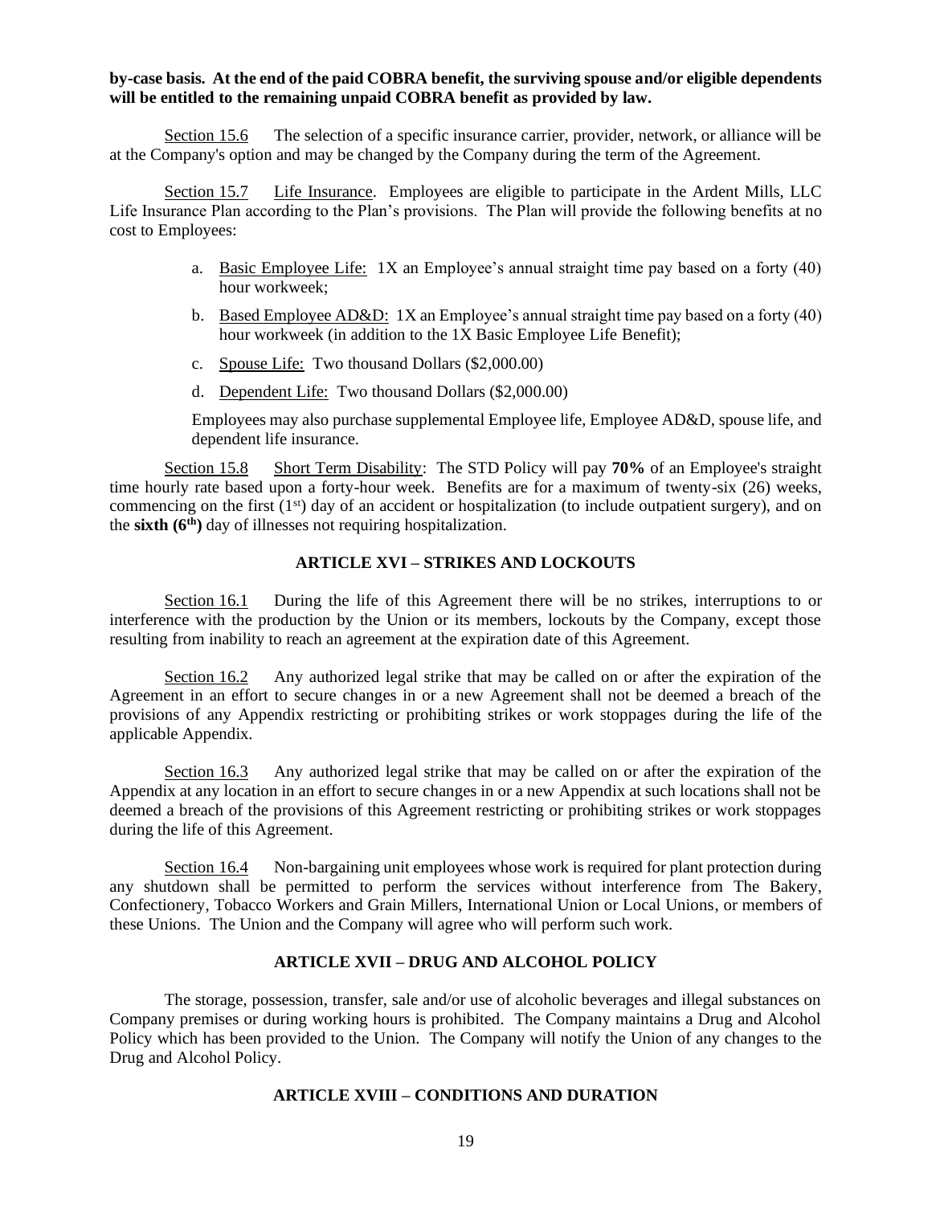**by-case basis. At the end of the paid COBRA benefit, the surviving spouse and/or eligible dependents will be entitled to the remaining unpaid COBRA benefit as provided by law.**

Section 15.6 The selection of a specific insurance carrier, provider, network, or alliance will be at the Company's option and may be changed by the Company during the term of the Agreement.

Section 15.7 Life Insurance. Employees are eligible to participate in the Ardent Mills, LLC Life Insurance Plan according to the Plan's provisions. The Plan will provide the following benefits at no cost to Employees:

a. Basic Employee Life: 1X an Employee's annual straight time pay based on a forty (40) hour workweek;

b. Based Employee AD&D: 1X an Employee's annual straight time pay based on a forty (40) hour workweek (in addition to the 1X Basic Employee Life Benefit);

c. Spouse Life: Two thousand Dollars ($2,000.00)

d. Dependent Life: Two thousand Dollars ($2,000.00)

Employees may also purchase supplemental Employee life, Employee AD&D, spouse life, and dependent life insurance.

Section 15.8 Short Term Disability: The STD Policy will pay **70%** of an Employee's straight time hourly rate based upon a forty-hour week. Benefits are for a maximum of twenty-six (26) weeks, commencing on the first (1st) day of an accident or hospitalization (to include outpatient surgery), and on the **sixth (6th)** day of illnesses not requiring hospitalization.

## ARTICLE XVI – STRIKES AND LOCKOUTS

Section 16.1 During the life of this Agreement there will be no strikes, interruptions to or interference with the production by the Union or its members, lockouts by the Company, except those resulting from inability to reach an agreement at the expiration date of this Agreement.

Section 16.2 Any authorized legal strike that may be called on or after the expiration of the Agreement in an effort to secure changes in or a new Agreement shall not be deemed a breach of the provisions of any Appendix restricting or prohibiting strikes or work stoppages during the life of the applicable Appendix.

Section 16.3 Any authorized legal strike that may be called on or after the expiration of the Appendix at any location in an effort to secure changes in or a new Appendix at such locations shall not be deemed a breach of the provisions of this Agreement restricting or prohibiting strikes or work stoppages during the life of this Agreement.

Section 16.4 Non-bargaining unit employees whose work is required for plant protection during any shutdown shall be permitted to perform the services without interference from The Bakery, Confectionery, Tobacco Workers and Grain Millers, International Union or Local Unions, or members of these Unions. The Union and the Company will agree who will perform such work.

## ARTICLE XVII – DRUG AND ALCOHOL POLICY

The storage, possession, transfer, sale and/or use of alcoholic beverages and illegal substances on Company premises or during working hours is prohibited. The Company maintains a Drug and Alcohol Policy which has been provided to the Union. The Company will notify the Union of any changes to the Drug and Alcohol Policy.

## ARTICLE XVIII – CONDITIONS AND DURATION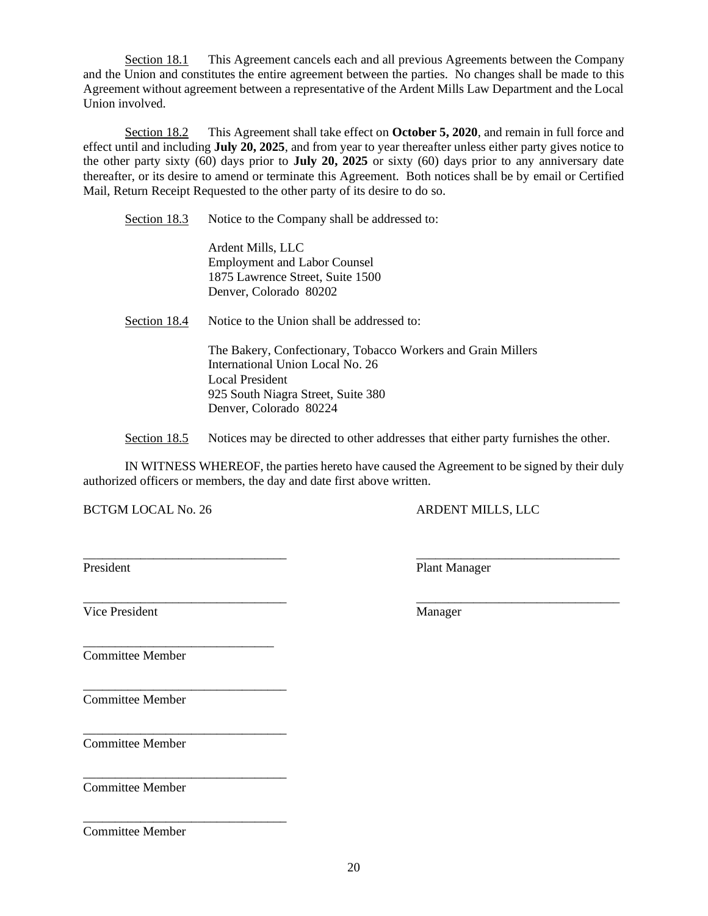Section 18.1 This Agreement cancels each and all previous Agreements between the Company and the Union and constitutes the entire agreement between the parties. No changes shall be made to this Agreement without agreement between a representative of the Ardent Mills Law Department and the Local Union involved.

Section 18.2 This Agreement shall take effect on **October 5, 2020**, and remain in full force and effect until and including **July 20, 2025**, and from year to year thereafter unless either party gives notice to the other party sixty (60) days prior to **July 20, 2025** or sixty (60) days prior to any anniversary date thereafter, or its desire to amend or terminate this Agreement. Both notices shall be by email or Certified Mail, Return Receipt Requested to the other party of its desire to do so.

Section 18.3 Notice to the Company shall be addressed to:

Ardent Mills, LLC
Employment and Labor Counsel
1875 Lawrence Street, Suite 1500
Denver, Colorado 80202

Section 18.4 Notice to the Union shall be addressed to:

The Bakery, Confectionary, Tobacco Workers and Grain Millers
International Union Local No. 26
Local President
925 South Niagra Street, Suite 380
Denver, Colorado 80224

Section 18.5 Notices may be directed to other addresses that either party furnishes the other.

IN WITNESS WHEREOF, the parties hereto have caused the Agreement to be signed by their duly authorized officers or members, the day and date first above written.

BCTGM LOCAL No. 26

________________________________
President

________________________________
Vice President

________________________________
Committee Member

________________________________
Committee Member

________________________________
Committee Member

________________________________
Committee Member

________________________________
Committee Member

ARDENT MILLS, LLC

________________________________
Plant Manager

________________________________
Manager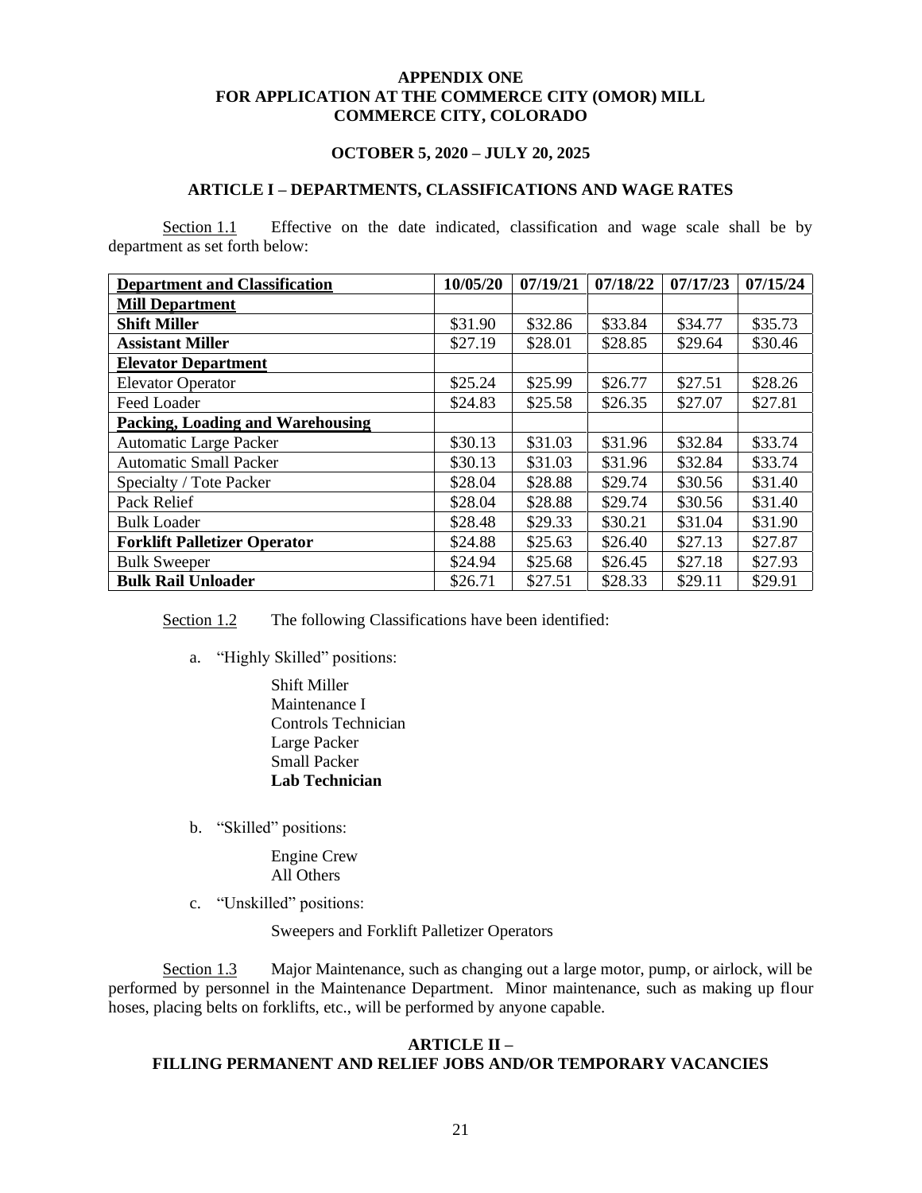**APPENDIX ONE**
**FOR APPLICATION AT THE COMMERCE CITY (OMOR) MILL**
**COMMERCE CITY, COLORADO**

**OCTOBER 5, 2020 – JULY 20, 2025**

## ARTICLE I – DEPARTMENTS, CLASSIFICATIONS AND WAGE RATES

Section 1.1 Effective on the date indicated, classification and wage scale shall be by department as set forth below:

| **Department and Classification** | **10/05/20** | **07/19/21** | **07/18/22** | **07/17/23** | **07/15/24** |
|---|---|---|---|---|---|
| **Mill Department** | | | | | |
| **Shift Miller** | $31.90 | $32.86 | $33.84 | $34.77 | $35.73 |
| **Assistant Miller** | $27.19 | $28.01 | $28.85 | $29.64 | $30.46 |
| **Elevator Department** | | | | | |
| Elevator Operator | $25.24 | $25.99 | $26.77 | $27.51 | $28.26 |
| Feed Loader | $24.83 | $25.58 | $26.35 | $27.07 | $27.81 |
| **Packing, Loading and Warehousing** | | | | | |
| Automatic Large Packer | $30.13 | $31.03 | $31.96 | $32.84 | $33.74 |
| Automatic Small Packer | $30.13 | $31.03 | $31.96 | $32.84 | $33.74 |
| Specialty / Tote Packer | $28.04 | $28.88 | $29.74 | $30.56 | $31.40 |
| Pack Relief | $28.04 | $28.88 | $29.74 | $30.56 | $31.40 |
| Bulk Loader | $28.48 | $29.33 | $30.21 | $31.04 | $31.90 |
| **Forklift Palletizer Operator** | $24.88 | $25.63 | $26.40 | $27.13 | $27.87 |
| Bulk Sweeper | $24.94 | $25.68 | $26.45 | $27.18 | $27.93 |
| **Bulk Rail Unloader** | $26.71 | $27.51 | $28.33 | $29.11 | $29.91 |

Section 1.2 The following Classifications have been identified:

a. "Highly Skilled" positions:

   Shift Miller
   Maintenance I
   Controls Technician
   Large Packer
   Small Packer
   **Lab Technician**

b. "Skilled" positions:

   Engine Crew
   All Others

c. "Unskilled" positions:

   Sweepers and Forklift Palletizer Operators

Section 1.3 Major Maintenance, such as changing out a large motor, pump, or airlock, will be performed by personnel in the Maintenance Department. Minor maintenance, such as making up flour hoses, placing belts on forklifts, etc., will be performed by anyone capable.

## ARTICLE II – FILLING PERMANENT AND RELIEF JOBS AND/OR TEMPORARY VACANCIES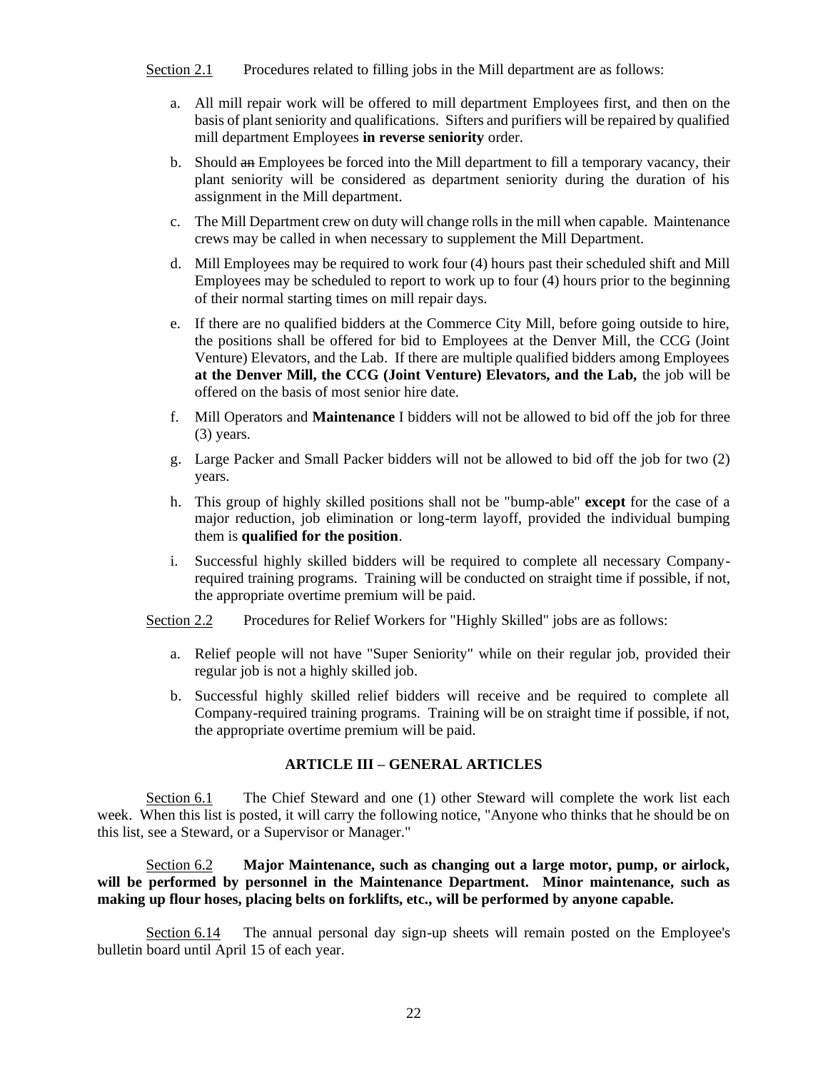Section 2.1 Procedures related to filling jobs in the Mill department are as follows:

a. All mill repair work will be offered to mill department Employees first, and then on the basis of plant seniority and qualifications. Sifters and purifiers will be repaired by qualified mill department Employees **in reverse seniority** order.

b. Should ~~an~~ Employees be forced into the Mill department to fill a temporary vacancy, their plant seniority will be considered as department seniority during the duration of his assignment in the Mill department.

c. The Mill Department crew on duty will change rolls in the mill when capable. Maintenance crews may be called in when necessary to supplement the Mill Department.

d. Mill Employees may be required to work four (4) hours past their scheduled shift and Mill Employees may be scheduled to report to work up to four (4) hours prior to the beginning of their normal starting times on mill repair days.

e. If there are no qualified bidders at the Commerce City Mill, before going outside to hire, the positions shall be offered for bid to Employees at the Denver Mill, the CCG (Joint Venture) Elevators, and the Lab. If there are multiple qualified bidders among Employees **at the Denver Mill, the CCG (Joint Venture) Elevators, and the Lab,** the job will be offered on the basis of most senior hire date.

f. Mill Operators and **Maintenance** I bidders will not be allowed to bid off the job for three (3) years.

g. Large Packer and Small Packer bidders will not be allowed to bid off the job for two (2) years.

h. This group of highly skilled positions shall not be "bump-able" **except** for the case of a major reduction, job elimination or long-term layoff, provided the individual bumping them is **qualified for the position**.

i. Successful highly skilled bidders will be required to complete all necessary Company-required training programs. Training will be conducted on straight time if possible, if not, the appropriate overtime premium will be paid.

Section 2.2 Procedures for Relief Workers for "Highly Skilled" jobs are as follows:

a. Relief people will not have "Super Seniority" while on their regular job, provided their regular job is not a highly skilled job.

b. Successful highly skilled relief bidders will receive and be required to complete all Company-required training programs. Training will be on straight time if possible, if not, the appropriate overtime premium will be paid.

## ARTICLE III – GENERAL ARTICLES

Section 6.1 The Chief Steward and one (1) other Steward will complete the work list each week. When this list is posted, it will carry the following notice, "Anyone who thinks that he should be on this list, see a Steward, or a Supervisor or Manager."

Section 6.2 **Major Maintenance, such as changing out a large motor, pump, or airlock, will be performed by personnel in the Maintenance Department. Minor maintenance, such as making up flour hoses, placing belts on forklifts, etc., will be performed by anyone capable.**

Section 6.14 The annual personal day sign-up sheets will remain posted on the Employee's bulletin board until April 15 of each year.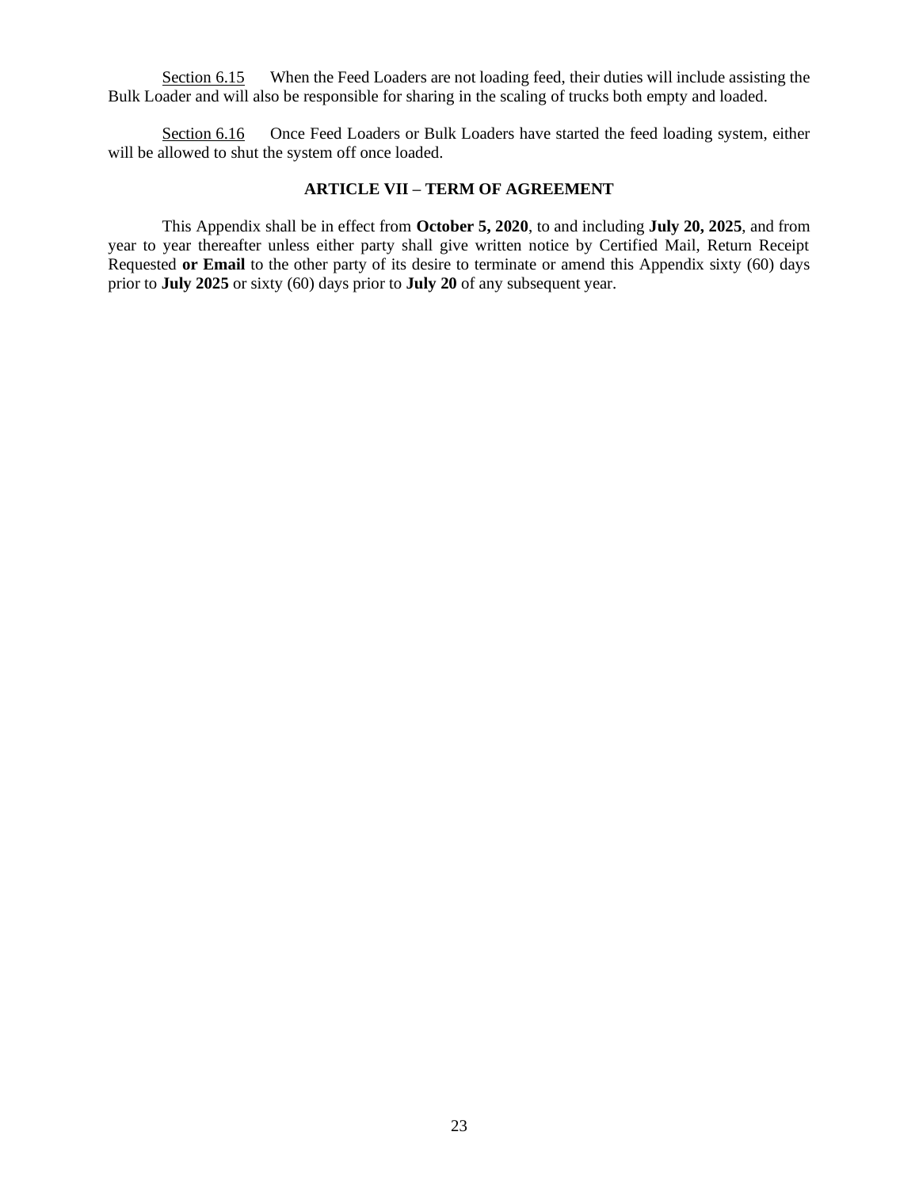Section 6.15 When the Feed Loaders are not loading feed, their duties will include assisting the Bulk Loader and will also be responsible for sharing in the scaling of trucks both empty and loaded.

Section 6.16 Once Feed Loaders or Bulk Loaders have started the feed loading system, either will be allowed to shut the system off once loaded.

## ARTICLE VII – TERM OF AGREEMENT

This Appendix shall be in effect from **October 5, 2020**, to and including **July 20, 2025**, and from year to year thereafter unless either party shall give written notice by Certified Mail, Return Receipt Requested **or Email** to the other party of its desire to terminate or amend this Appendix sixty (60) days prior to **July 2025** or sixty (60) days prior to **July 20** of any subsequent year.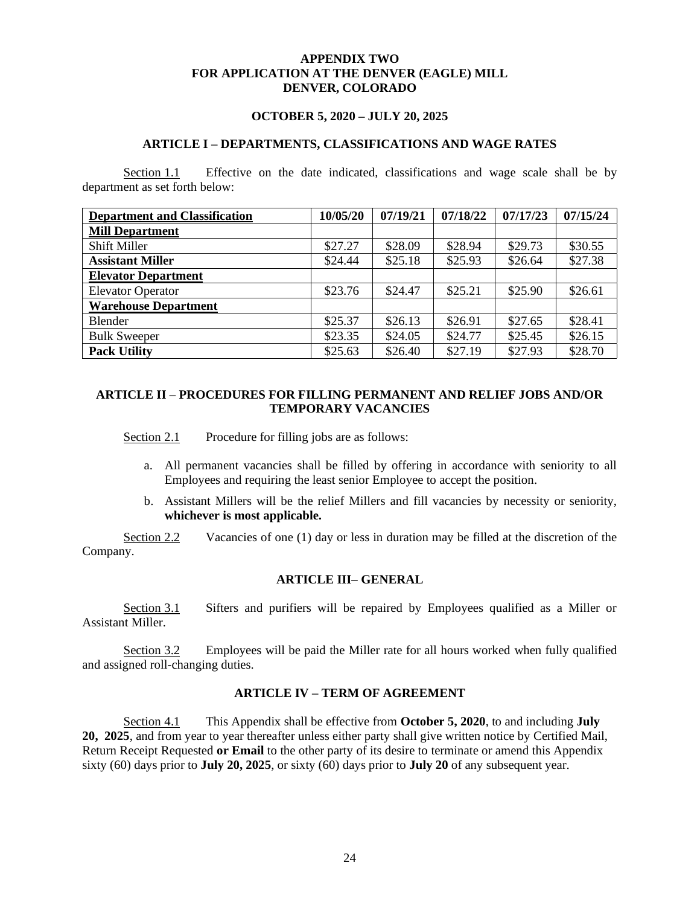# APPENDIX TWO
# FOR APPLICATION AT THE DENVER (EAGLE) MILL
# DENVER, COLORADO

**OCTOBER 5, 2020 – JULY 20, 2025**

## ARTICLE I – DEPARTMENTS, CLASSIFICATIONS AND WAGE RATES

Section 1.1 Effective on the date indicated, classifications and wage scale shall be by department as set forth below:

| Department and Classification | 10/05/20 | 07/19/21 | 07/18/22 | 07/17/23 | 07/15/24 |
|---|---|---|---|---|---|
| **Mill Department** | | | | | |
| Shift Miller | $27.27 | $28.09 | $28.94 | $29.73 | $30.55 |
| **Assistant Miller** | $24.44 | $25.18 | $25.93 | $26.64 | $27.38 |
| **Elevator Department** | | | | | |
| Elevator Operator | $23.76 | $24.47 | $25.21 | $25.90 | $26.61 |
| **Warehouse Department** | | | | | |
| Blender | $25.37 | $26.13 | $26.91 | $27.65 | $28.41 |
| Bulk Sweeper | $23.35 | $24.05 | $24.77 | $25.45 | $26.15 |
| **Pack Utility** | $25.63 | $26.40 | $27.19 | $27.93 | $28.70 |

## ARTICLE II – PROCEDURES FOR FILLING PERMANENT AND RELIEF JOBS AND/OR TEMPORARY VACANCIES

Section 2.1 Procedure for filling jobs are as follows:

a. All permanent vacancies shall be filled by offering in accordance with seniority to all Employees and requiring the least senior Employee to accept the position.

b. Assistant Millers will be the relief Millers and fill vacancies by necessity or seniority, **whichever is most applicable.**

Section 2.2 Vacancies of one (1) day or less in duration may be filled at the discretion of the Company.

## ARTICLE III– GENERAL

Section 3.1 Sifters and purifiers will be repaired by Employees qualified as a Miller or Assistant Miller.

Section 3.2 Employees will be paid the Miller rate for all hours worked when fully qualified and assigned roll-changing duties.

## ARTICLE IV – TERM OF AGREEMENT

Section 4.1 This Appendix shall be effective from **October 5, 2020**, to and including **July 20, 2025**, and from year to year thereafter unless either party shall give written notice by Certified Mail, Return Receipt Requested **or Email** to the other party of its desire to terminate or amend this Appendix sixty (60) days prior to **July 20, 2025**, or sixty (60) days prior to **July 20** of any subsequent year.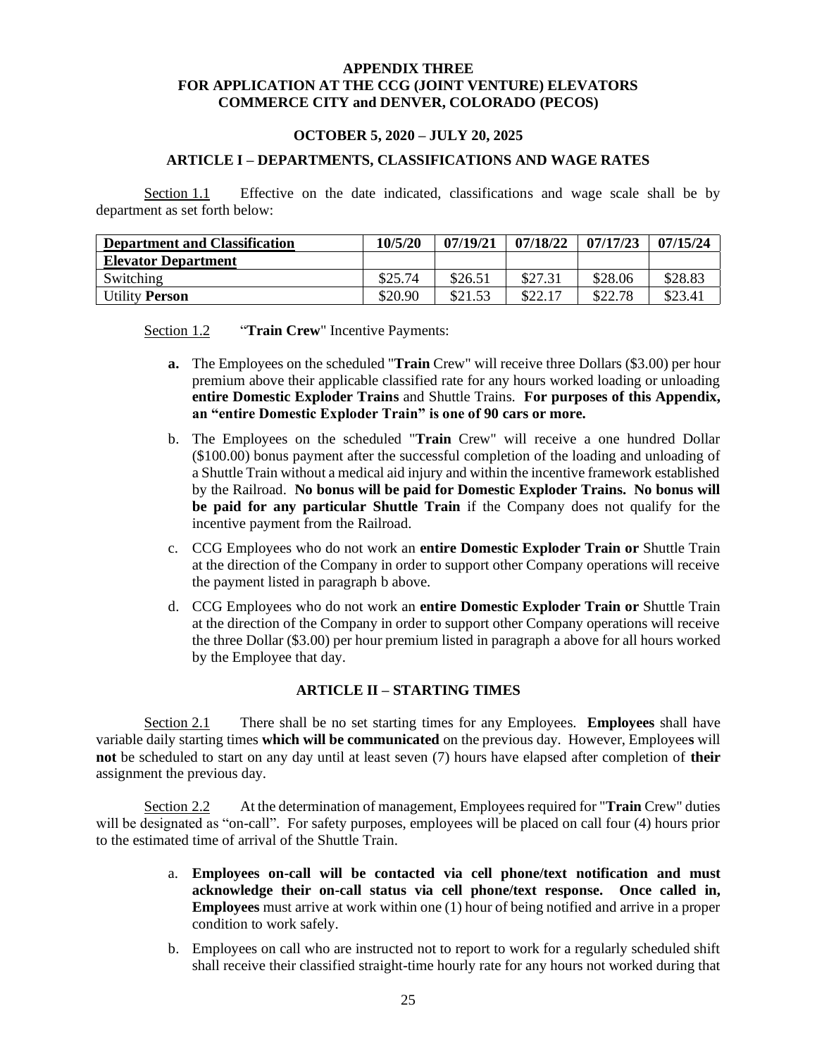**APPENDIX THREE**
**FOR APPLICATION AT THE CCG (JOINT VENTURE) ELEVATORS**
**COMMERCE CITY and DENVER, COLORADO (PECOS)**

**OCTOBER 5, 2020 – JULY 20, 2025**

**ARTICLE I – DEPARTMENTS, CLASSIFICATIONS AND WAGE RATES**

Section 1.1 Effective on the date indicated, classifications and wage scale shall be by department as set forth below:

| **Department and Classification** | **10/5/20** | **07/19/21** | **07/18/22** | **07/17/23** | **07/15/24** |
|---|---|---|---|---|---|
| **Elevator Department** | | | | | |
| Switching | $25.74 | $26.51 | $27.31 | $28.06 | $28.83 |
| Utility **Person** | $20.90 | $21.53 | $22.17 | $22.78 | $23.41 |

Section 1.2 "**Train Crew**" Incentive Payments:

- **a.** The Employees on the scheduled "**Train** Crew" will receive three Dollars ($3.00) per hour premium above their applicable classified rate for any hours worked loading or unloading **entire Domestic Exploder Trains** and Shuttle Trains. **For purposes of this Appendix, an "entire Domestic Exploder Train" is one of 90 cars or more.**
- b. The Employees on the scheduled "**Train** Crew" will receive a one hundred Dollar ($100.00) bonus payment after the successful completion of the loading and unloading of a Shuttle Train without a medical aid injury and within the incentive framework established by the Railroad. **No bonus will be paid for Domestic Exploder Trains. No bonus will be paid for any particular Shuttle Train** if the Company does not qualify for the incentive payment from the Railroad.
- c. CCG Employees who do not work an **entire Domestic Exploder Train or** Shuttle Train at the direction of the Company in order to support other Company operations will receive the payment listed in paragraph b above.
- d. CCG Employees who do not work an **entire Domestic Exploder Train or** Shuttle Train at the direction of the Company in order to support other Company operations will receive the three Dollar ($3.00) per hour premium listed in paragraph a above for all hours worked by the Employee that day.

**ARTICLE II – STARTING TIMES**

Section 2.1 There shall be no set starting times for any Employees. **Employees** shall have variable daily starting times **which will be communicated** on the previous day. However, Employees will **not** be scheduled to start on any day until at least seven (7) hours have elapsed after completion of **their** assignment the previous day.

Section 2.2 At the determination of management, Employees required for "**Train** Crew" duties will be designated as "on-call". For safety purposes, employees will be placed on call four (4) hours prior to the estimated time of arrival of the Shuttle Train.

- a. **Employees on-call will be contacted via cell phone/text notification and must acknowledge their on-call status via cell phone/text response. Once called in, Employees** must arrive at work within one (1) hour of being notified and arrive in a proper condition to work safely.
- b. Employees on call who are instructed not to report to work for a regularly scheduled shift shall receive their classified straight-time hourly rate for any hours not worked during that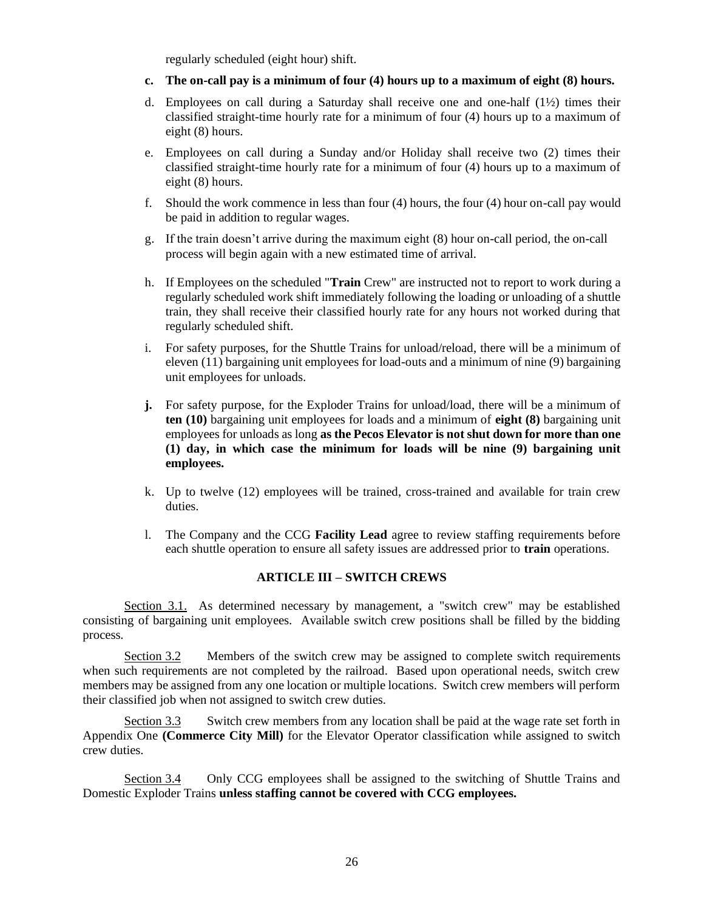regularly scheduled (eight hour) shift.

c. **The on-call pay is a minimum of four (4) hours up to a maximum of eight (8) hours.**

d. Employees on call during a Saturday shall receive one and one-half (1½) times their classified straight-time hourly rate for a minimum of four (4) hours up to a maximum of eight (8) hours.

e. Employees on call during a Sunday and/or Holiday shall receive two (2) times their classified straight-time hourly rate for a minimum of four (4) hours up to a maximum of eight (8) hours.

f. Should the work commence in less than four (4) hours, the four (4) hour on-call pay would be paid in addition to regular wages.

g. If the train doesn't arrive during the maximum eight (8) hour on-call period, the on-call process will begin again with a new estimated time of arrival.

h. If Employees on the scheduled "**Train** Crew" are instructed not to report to work during a regularly scheduled work shift immediately following the loading or unloading of a shuttle train, they shall receive their classified hourly rate for any hours not worked during that regularly scheduled shift.

i. For safety purposes, for the Shuttle Trains for unload/reload, there will be a minimum of eleven (11) bargaining unit employees for load-outs and a minimum of nine (9) bargaining unit employees for unloads.

**j.** For safety purpose, for the Exploder Trains for unload/load, there will be a minimum of **ten (10)** bargaining unit employees for loads and a minimum of **eight (8)** bargaining unit employees for unloads as long **as the Pecos Elevator is not shut down for more than one (1) day, in which case the minimum for loads will be nine (9) bargaining unit employees.**

k. Up to twelve (12) employees will be trained, cross-trained and available for train crew duties.

l. The Company and the CCG **Facility Lead** agree to review staffing requirements before each shuttle operation to ensure all safety issues are addressed prior to **train** operations.

## ARTICLE III – SWITCH CREWS

Section 3.1. As determined necessary by management, a "switch crew" may be established consisting of bargaining unit employees. Available switch crew positions shall be filled by the bidding process.

Section 3.2 Members of the switch crew may be assigned to complete switch requirements when such requirements are not completed by the railroad. Based upon operational needs, switch crew members may be assigned from any one location or multiple locations. Switch crew members will perform their classified job when not assigned to switch crew duties.

Section 3.3 Switch crew members from any location shall be paid at the wage rate set forth in Appendix One **(Commerce City Mill)** for the Elevator Operator classification while assigned to switch crew duties.

Section 3.4 Only CCG employees shall be assigned to the switching of Shuttle Trains and Domestic Exploder Trains **unless staffing cannot be covered with CCG employees.**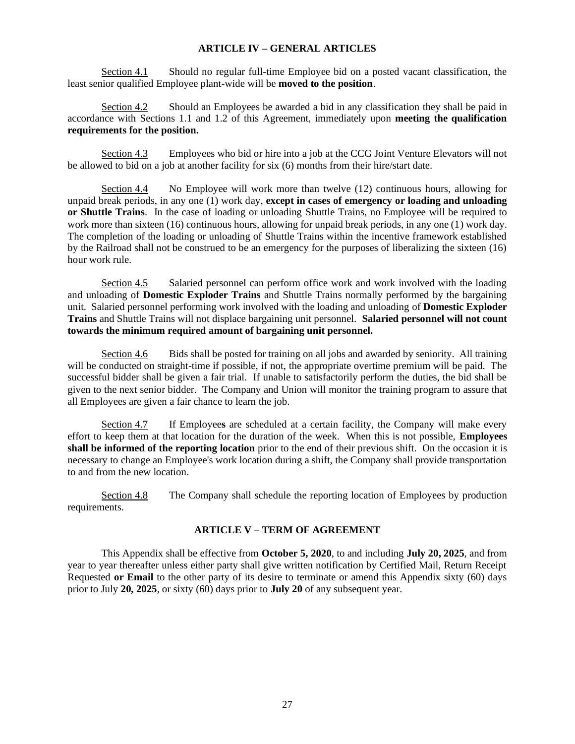## ARTICLE IV – GENERAL ARTICLES

Section 4.1 Should no regular full-time Employee bid on a posted vacant classification, the least senior qualified Employee plant-wide will be **moved to the position**.

Section 4.2 Should an Employees be awarded a bid in any classification they shall be paid in accordance with Sections 1.1 and 1.2 of this Agreement, immediately upon **meeting the qualification requirements for the position.**

Section 4.3 Employees who bid or hire into a job at the CCG Joint Venture Elevators will not be allowed to bid on a job at another facility for six (6) months from their hire/start date.

Section 4.4 No Employee will work more than twelve (12) continuous hours, allowing for unpaid break periods, in any one (1) work day, **except in cases of emergency or loading and unloading or Shuttle Trains**. In the case of loading or unloading Shuttle Trains, no Employee will be required to work more than sixteen (16) continuous hours, allowing for unpaid break periods, in any one (1) work day. The completion of the loading or unloading of Shuttle Trains within the incentive framework established by the Railroad shall not be construed to be an emergency for the purposes of liberalizing the sixteen (16) hour work rule.

Section 4.5 Salaried personnel can perform office work and work involved with the loading and unloading of **Domestic Exploder Trains** and Shuttle Trains normally performed by the bargaining unit. Salaried personnel performing work involved with the loading and unloading of **Domestic Exploder Trains** and Shuttle Trains will not displace bargaining unit personnel. **Salaried personnel will not count towards the minimum required amount of bargaining unit personnel.**

Section 4.6 Bids shall be posted for training on all jobs and awarded by seniority. All training will be conducted on straight-time if possible, if not, the appropriate overtime premium will be paid. The successful bidder shall be given a fair trial. If unable to satisfactorily perform the duties, the bid shall be given to the next senior bidder. The Company and Union will monitor the training program to assure that all Employees are given a fair chance to learn the job.

Section 4.7 If Employee**s** are scheduled at a certain facility, the Company will make every effort to keep them at that location for the duration of the week. When this is not possible, **Employees shall be informed of the reporting location** prior to the end of their previous shift. On the occasion it is necessary to change an Employee's work location during a shift, the Company shall provide transportation to and from the new location.

Section 4.8 The Company shall schedule the reporting location of Employees by production requirements.

## ARTICLE V – TERM OF AGREEMENT

This Appendix shall be effective from **October 5, 2020**, to and including **July 20, 2025**, and from year to year thereafter unless either party shall give written notification by Certified Mail, Return Receipt Requested **or Email** to the other party of its desire to terminate or amend this Appendix sixty (60) days prior to July **20, 2025**, or sixty (60) days prior to **July 20** of any subsequent year.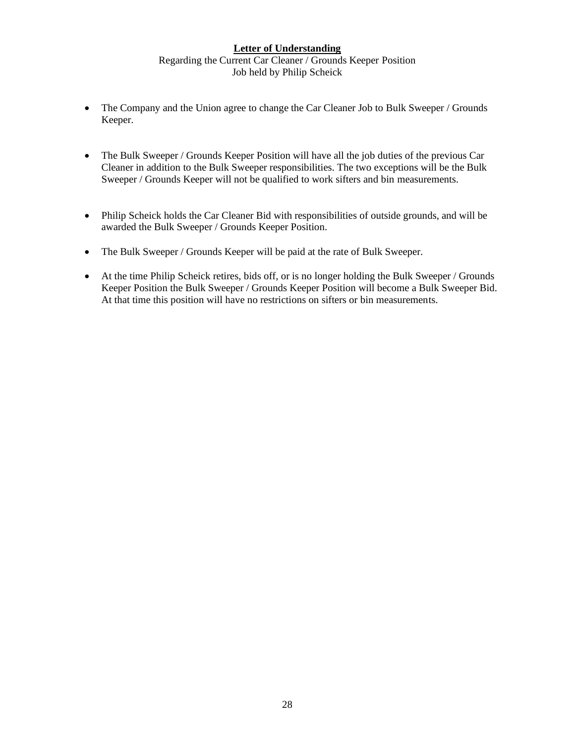**Letter of Understanding**

Regarding the Current Car Cleaner / Grounds Keeper Position
Job held by Philip Scheick

- The Company and the Union agree to change the Car Cleaner Job to Bulk Sweeper / Grounds Keeper.
- The Bulk Sweeper / Grounds Keeper Position will have all the job duties of the previous Car Cleaner in addition to the Bulk Sweeper responsibilities. The two exceptions will be the Bulk Sweeper / Grounds Keeper will not be qualified to work sifters and bin measurements.
- Philip Scheick holds the Car Cleaner Bid with responsibilities of outside grounds, and will be awarded the Bulk Sweeper / Grounds Keeper Position.
- The Bulk Sweeper / Grounds Keeper will be paid at the rate of Bulk Sweeper.
- At the time Philip Scheick retires, bids off, or is no longer holding the Bulk Sweeper / Grounds Keeper Position the Bulk Sweeper / Grounds Keeper Position will become a Bulk Sweeper Bid. At that time this position will have no restrictions on sifters or bin measurements.